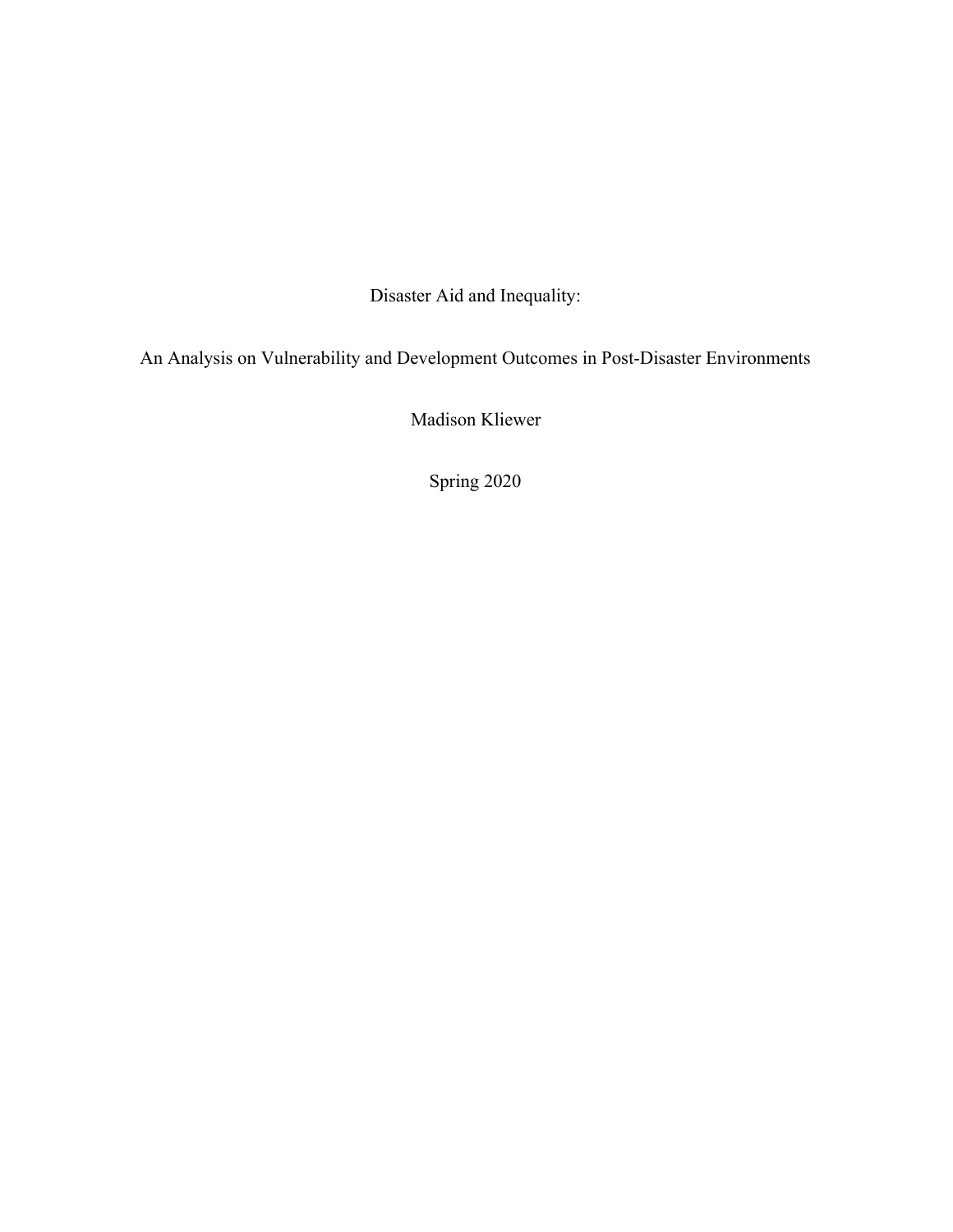# Disaster Aid and Inequality:

## An Analysis on Vulnerability and Development Outcomes in Post-Disaster Environments

Madison Kliewer

Spring 2020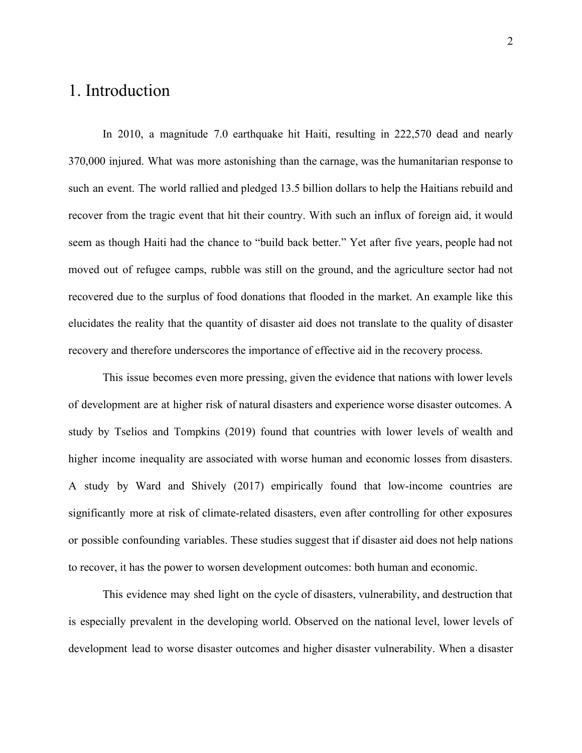# 1. Introduction

In 2010, a magnitude 7.0 earthquake hit Haiti, resulting in 222,570 dead and nearly 370,000 injured. What was more astonishing than the carnage, was the humanitarian response to such an event. The world rallied and pledged 13.5 billion dollars to help the Haitians rebuild and recover from the tragic event that hit their country. With such an influx of foreign aid, it would seem as though Haiti had the chance to "build back better." Yet after five years, people had not moved out of refugee camps, rubble was still on the ground, and the agriculture sector had not recovered due to the surplus of food donations that flooded in the market. An example like this elucidates the reality that the quantity of disaster aid does not translate to the quality of disaster recovery and therefore underscores the importance of effective aid in the recovery process.

This issue becomes even more pressing, given the evidence that nations with lower levels of development are at higher risk of natural disasters and experience worse disaster outcomes. A study by Tselios and Tompkins (2019) found that countries with lower levels of wealth and higher income inequality are associated with worse human and economic losses from disasters. A study by Ward and Shively (2017) empirically found that low-income countries are significantly more at risk of climate-related disasters, even after controlling for other exposures or possible confounding variables. These studies suggest that if disaster aid does not help nations to recover, it has the power to worsen development outcomes: both human and economic.

This evidence may shed light on the cycle of disasters, vulnerability, and destruction that is especially prevalent in the developing world. Observed on the national level, lower levels of development lead to worse disaster outcomes and higher disaster vulnerability. When a disaster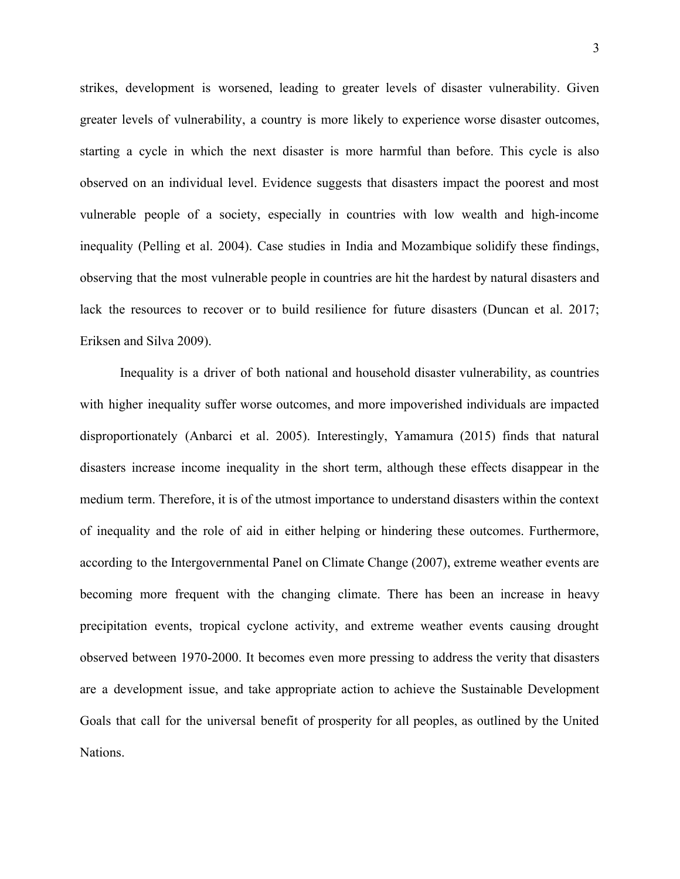strikes, development is worsened, leading to greater levels of disaster vulnerability. Given greater levels of vulnerability, a country is more likely to experience worse disaster outcomes, starting a cycle in which the next disaster is more harmful than before. This cycle is also observed on an individual level. Evidence suggests that disasters impact the poorest and most vulnerable people of a society, especially in countries with low wealth and high-income inequality (Pelling et al. 2004). Case studies in India and Mozambique solidify these findings, observing that the most vulnerable people in countries are hit the hardest by natural disasters and lack the resources to recover or to build resilience for future disasters (Duncan et al. 2017; Eriksen and Silva 2009).

Inequality is a driver of both national and household disaster vulnerability, as countries with higher inequality suffer worse outcomes, and more impoverished individuals are impacted disproportionately (Anbarci et al. 2005). Interestingly, Yamamura (2015) finds that natural disasters increase income inequality in the short term, although these effects disappear in the medium term. Therefore, it is of the utmost importance to understand disasters within the context of inequality and the role of aid in either helping or hindering these outcomes. Furthermore, according to the Intergovernmental Panel on Climate Change (2007), extreme weather events are becoming more frequent with the changing climate. There has been an increase in heavy precipitation events, tropical cyclone activity, and extreme weather events causing drought observed between 1970-2000. It becomes even more pressing to address the verity that disasters are a development issue, and take appropriate action to achieve the Sustainable Development Goals that call for the universal benefit of prosperity for all peoples, as outlined by the United Nations.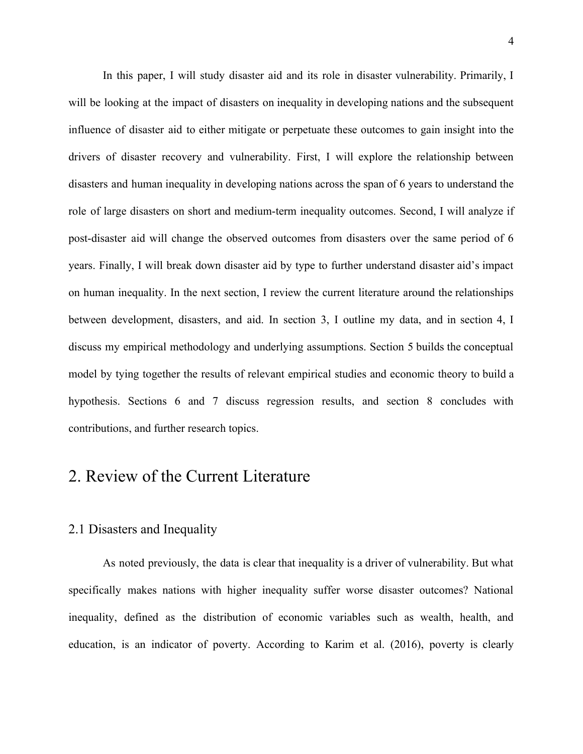In this paper, I will study disaster aid and its role in disaster vulnerability. Primarily, I will be looking at the impact of disasters on inequality in developing nations and the subsequent influence of disaster aid to either mitigate or perpetuate these outcomes to gain insight into the drivers of disaster recovery and vulnerability. First, I will explore the relationship between disasters and human inequality in developing nations across the span of 6 years to understand the role of large disasters on short and medium-term inequality outcomes. Second, I will analyze if post-disaster aid will change the observed outcomes from disasters over the same period of 6 years. Finally, I will break down disaster aid by type to further understand disaster aid's impact on human inequality. In the next section, I review the current literature around the relationships between development, disasters, and aid. In section 3, I outline my data, and in section 4, I discuss my empirical methodology and underlying assumptions. Section 5 builds the conceptual model by tying together the results of relevant empirical studies and economic theory to build a hypothesis. Sections 6 and 7 discuss regression results, and section 8 concludes with contributions, and further research topics.

## 2. Review of the Current Literature

### 2.1 Disasters and Inequality

As noted previously, the data is clear that inequality is a driver of vulnerability. But what specifically makes nations with higher inequality suffer worse disaster outcomes? National inequality, defined as the distribution of economic variables such as wealth, health, and education, is an indicator of poverty. According to Karim et al. (2016), poverty is clearly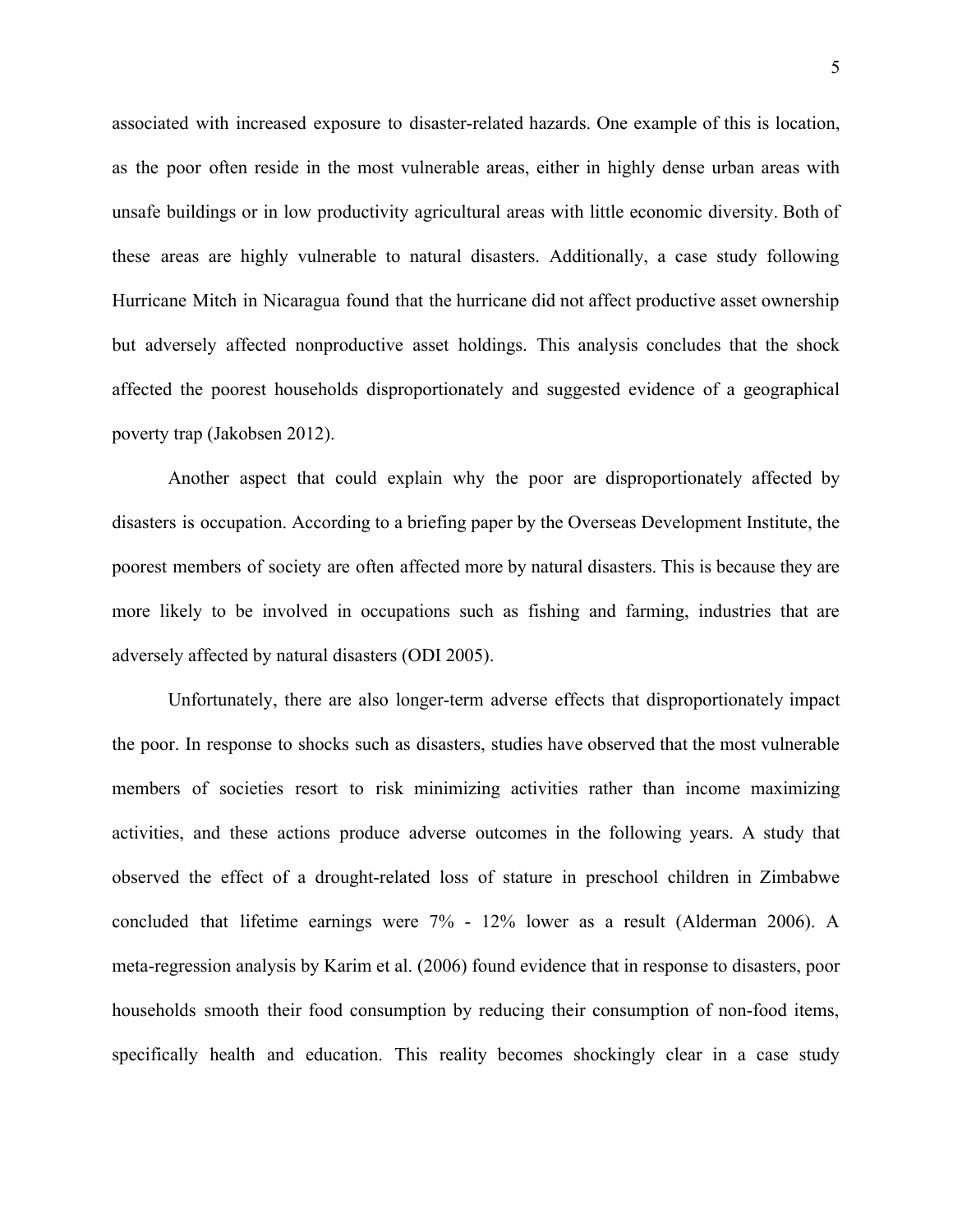associated with increased exposure to disaster-related hazards. One example of this is location, as the poor often reside in the most vulnerable areas, either in highly dense urban areas with unsafe buildings or in low productivity agricultural areas with little economic diversity. Both of these areas are highly vulnerable to natural disasters. Additionally, a case study following Hurricane Mitch in Nicaragua found that the hurricane did not affect productive asset ownership but adversely affected nonproductive asset holdings. This analysis concludes that the shock affected the poorest households disproportionately and suggested evidence of a geographical poverty trap (Jakobsen 2012).

Another aspect that could explain why the poor are disproportionately affected by disasters is occupation. According to a briefing paper by the Overseas Development Institute, the poorest members of society are often affected more by natural disasters. This is because they are more likely to be involved in occupations such as fishing and farming, industries that are adversely affected by natural disasters (ODI 2005).

Unfortunately, there are also longer-term adverse effects that disproportionately impact the poor. In response to shocks such as disasters, studies have observed that the most vulnerable members of societies resort to risk minimizing activities rather than income maximizing activities, and these actions produce adverse outcomes in the following years. A study that observed the effect of a drought-related loss of stature in preschool children in Zimbabwe concluded that lifetime earnings were 7% - 12% lower as a result (Alderman 2006). A meta-regression analysis by Karim et al. (2006) found evidence that in response to disasters, poor households smooth their food consumption by reducing their consumption of non-food items, specifically health and education. This reality becomes shockingly clear in a case study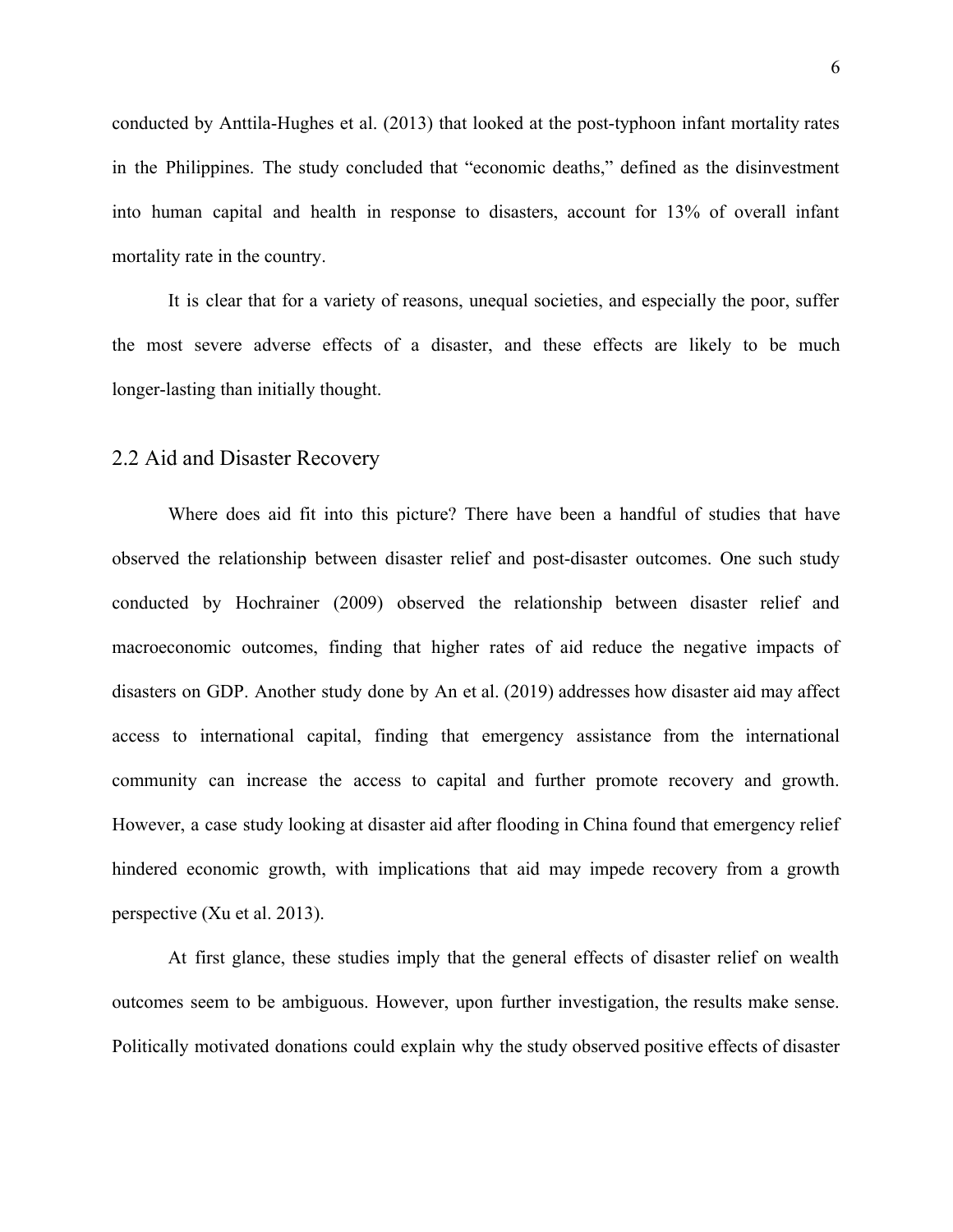conducted by Anttila-Hughes et al. (2013) that looked at the post-typhoon infant mortality rates in the Philippines. The study concluded that "economic deaths," defined as the disinvestment into human capital and health in response to disasters, account for 13% of overall infant mortality rate in the country.

It is clear that for a variety of reasons, unequal societies, and especially the poor, suffer the most severe adverse effects of a disaster, and these effects are likely to be much longer-lasting than initially thought.

## 2.2 Aid and Disaster Recovery

Where does aid fit into this picture? There have been a handful of studies that have observed the relationship between disaster relief and post-disaster outcomes. One such study conducted by Hochrainer (2009) observed the relationship between disaster relief and macroeconomic outcomes, finding that higher rates of aid reduce the negative impacts of disasters on GDP. Another study done by An et al. (2019) addresses how disaster aid may affect access to international capital, finding that emergency assistance from the international community can increase the access to capital and further promote recovery and growth. However, a case study looking at disaster aid after flooding in China found that emergency relief hindered economic growth, with implications that aid may impede recovery from a growth perspective (Xu et al. 2013).

At first glance, these studies imply that the general effects of disaster relief on wealth outcomes seem to be ambiguous. However, upon further investigation, the results make sense. Politically motivated donations could explain why the study observed positive effects of disaster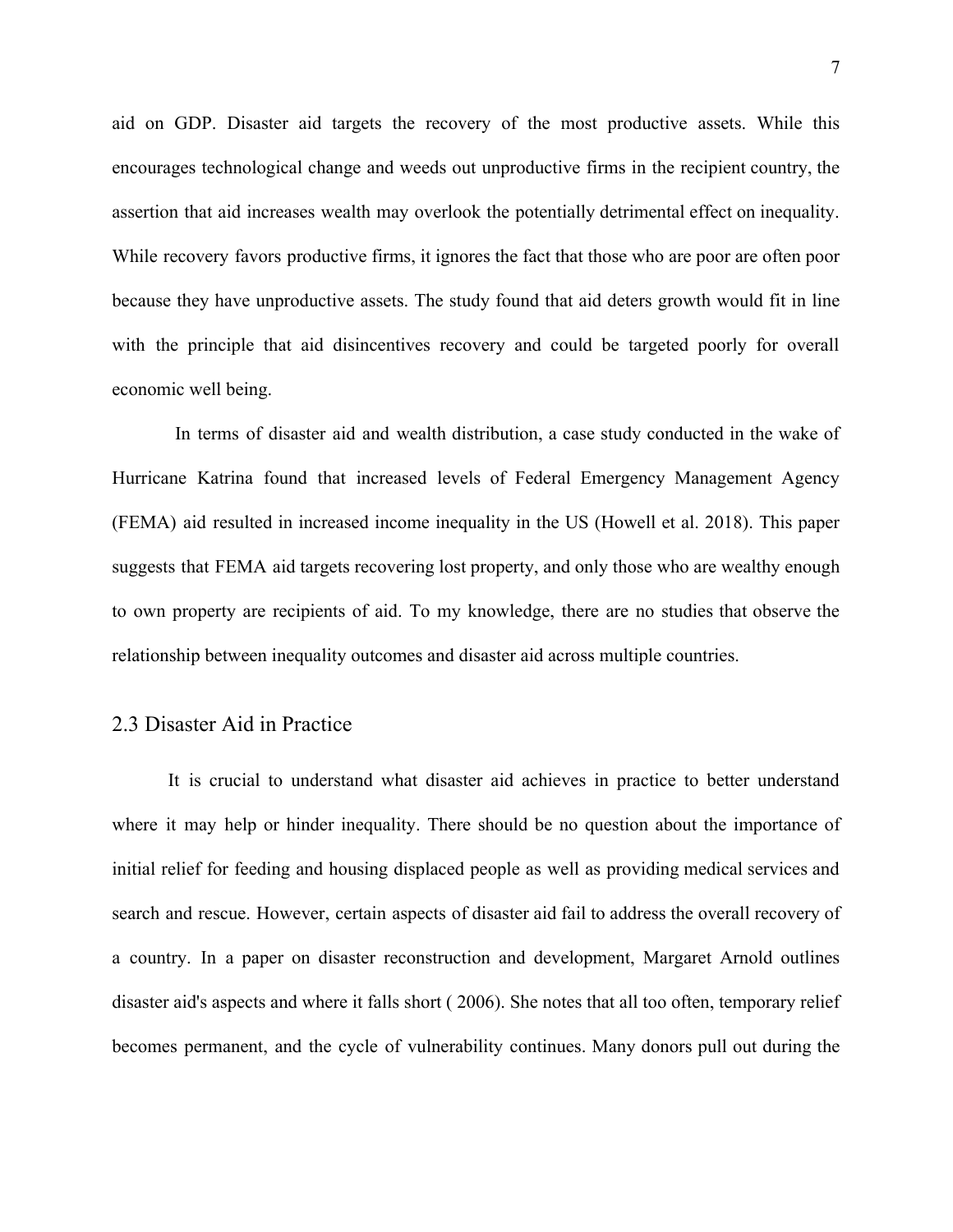aid on GDP. Disaster aid targets the recovery of the most productive assets. While this encourages technological change and weeds out unproductive firms in the recipient country, the assertion that aid increases wealth may overlook the potentially detrimental effect on inequality. While recovery favors productive firms, it ignores the fact that those who are poor are often poor because they have unproductive assets. The study found that aid deters growth would fit in line with the principle that aid disincentives recovery and could be targeted poorly for overall economic well being.

In terms of disaster aid and wealth distribution, a case study conducted in the wake of Hurricane Katrina found that increased levels of Federal Emergency Management Agency (FEMA) aid resulted in increased income inequality in the US (Howell et al. 2018). This paper suggests that FEMA aid targets recovering lost property, and only those who are wealthy enough to own property are recipients of aid. To my knowledge, there are no studies that observe the relationship between inequality outcomes and disaster aid across multiple countries.

## 2.3 Disaster Aid in Practice

It is crucial to understand what disaster aid achieves in practice to better understand where it may help or hinder inequality. There should be no question about the importance of initial relief for feeding and housing displaced people as well as providing medical services and search and rescue. However, certain aspects of disaster aid fail to address the overall recovery of a country. In a paper on disaster reconstruction and development, Margaret Arnold outlines disaster aid's aspects and where it falls short ( 2006). She notes that all too often, temporary relief becomes permanent, and the cycle of vulnerability continues. Many donors pull out during the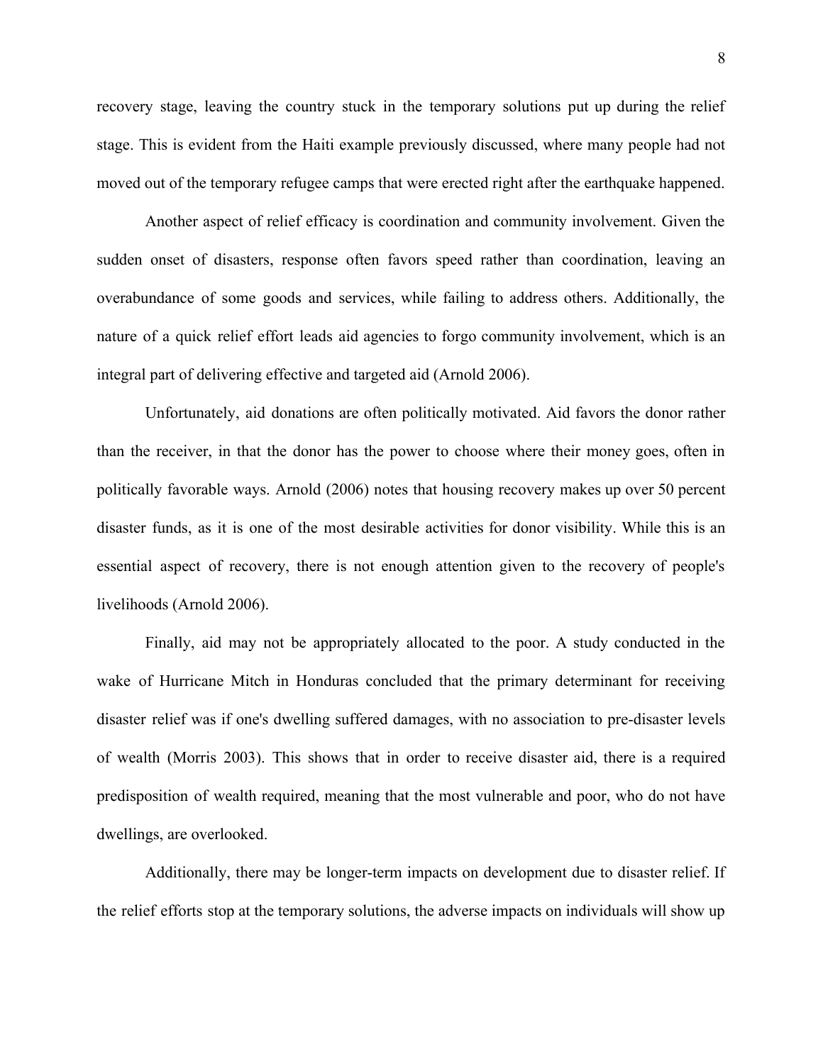recovery stage, leaving the country stuck in the temporary solutions put up during the relief stage. This is evident from the Haiti example previously discussed, where many people had not moved out of the temporary refugee camps that were erected right after the earthquake happened.

Another aspect of relief efficacy is coordination and community involvement. Given the sudden onset of disasters, response often favors speed rather than coordination, leaving an overabundance of some goods and services, while failing to address others. Additionally, the nature of a quick relief effort leads aid agencies to forgo community involvement, which is an integral part of delivering effective and targeted aid (Arnold 2006).

Unfortunately, aid donations are often politically motivated. Aid favors the donor rather than the receiver, in that the donor has the power to choose where their money goes, often in politically favorable ways. Arnold (2006) notes that housing recovery makes up over 50 percent disaster funds, as it is one of the most desirable activities for donor visibility. While this is an essential aspect of recovery, there is not enough attention given to the recovery of people's livelihoods (Arnold 2006).

Finally, aid may not be appropriately allocated to the poor. A study conducted in the wake of Hurricane Mitch in Honduras concluded that the primary determinant for receiving disaster relief was if one's dwelling suffered damages, with no association to pre-disaster levels of wealth (Morris 2003). This shows that in order to receive disaster aid, there is a required predisposition of wealth required, meaning that the most vulnerable and poor, who do not have dwellings, are overlooked.

Additionally, there may be longer-term impacts on development due to disaster relief. If the relief efforts stop at the temporary solutions, the adverse impacts on individuals will show up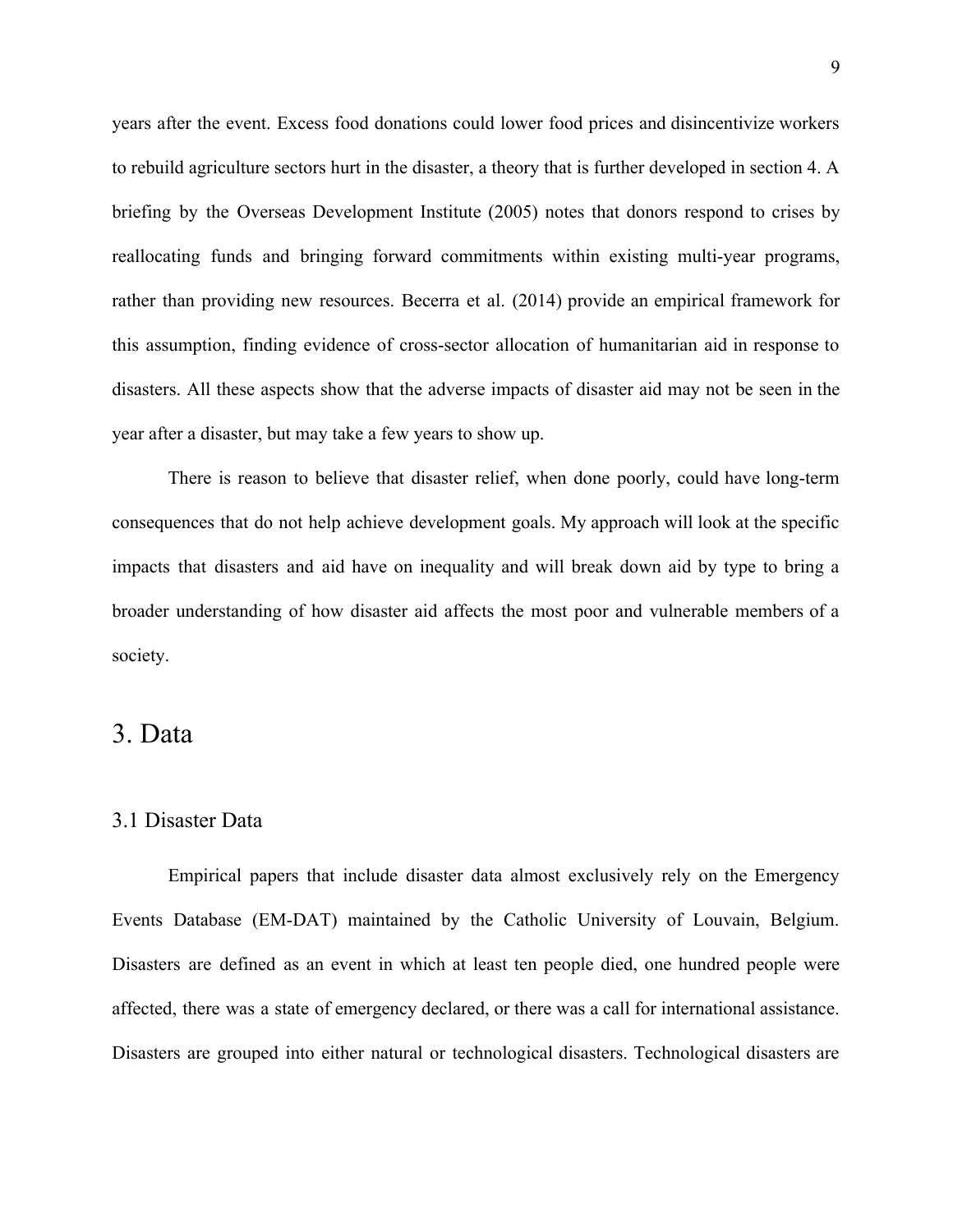years after the event. Excess food donations could lower food prices and disincentivize workers to rebuild agriculture sectors hurt in the disaster, a theory that is further developed in section 4. A briefing by the Overseas Development Institute (2005) notes that donors respond to crises by reallocating funds and bringing forward commitments within existing multi-year programs, rather than providing new resources. Becerra et al. (2014) provide an empirical framework for this assumption, finding evidence of cross-sector allocation of humanitarian aid in response to disasters. All these aspects show that the adverse impacts of disaster aid may not be seen in the year after a disaster, but may take a few years to show up.

There is reason to believe that disaster relief, when done poorly, could have long-term consequences that do not help achieve development goals. My approach will look at the specific impacts that disasters and aid have on inequality and will break down aid by type to bring a broader understanding of how disaster aid affects the most poor and vulnerable members of a society.

# 3. Data

## 3.1 Disaster Data

Empirical papers that include disaster data almost exclusively rely on the Emergency Events Database (EM-DAT) maintained by the Catholic University of Louvain, Belgium. Disasters are defined as an event in which at least ten people died, one hundred people were affected, there was a state of emergency declared, or there was a call for international assistance. Disasters are grouped into either natural or technological disasters. Technological disasters are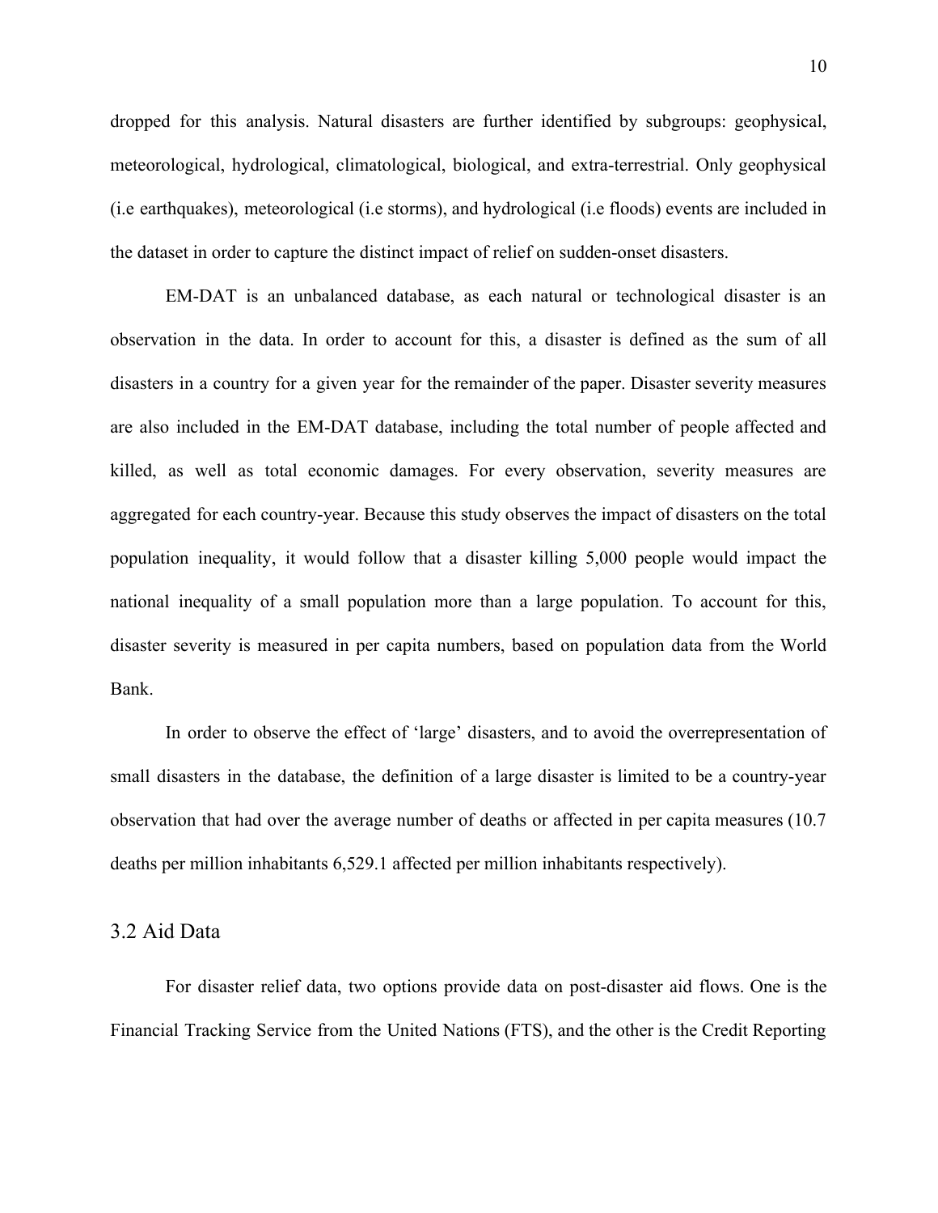dropped for this analysis. Natural disasters are further identified by subgroups: geophysical, meteorological, hydrological, climatological, biological, and extra-terrestrial. Only geophysical (i.e earthquakes), meteorological (i.e storms), and hydrological (i.e floods) events are included in the dataset in order to capture the distinct impact of relief on sudden-onset disasters.

EM-DAT is an unbalanced database, as each natural or technological disaster is an observation in the data. In order to account for this, a disaster is defined as the sum of all disasters in a country for a given year for the remainder of the paper. Disaster severity measures are also included in the EM-DAT database, including the total number of people affected and killed, as well as total economic damages. For every observation, severity measures are aggregated for each country-year. Because this study observes the impact of disasters on the total population inequality, it would follow that a disaster killing 5,000 people would impact the national inequality of a small population more than a large population. To account for this, disaster severity is measured in per capita numbers, based on population data from the World Bank.

In order to observe the effect of 'large' disasters, and to avoid the overrepresentation of small disasters in the database, the definition of a large disaster is limited to be a country-year observation that had over the average number of deaths or affected in per capita measures (10.7 deaths per million inhabitants 6,529.1 affected per million inhabitants respectively).

## 3.2 Aid Data

For disaster relief data, two options provide data on post-disaster aid flows. One is the Financial Tracking Service from the United Nations (FTS), and the other is the Credit Reporting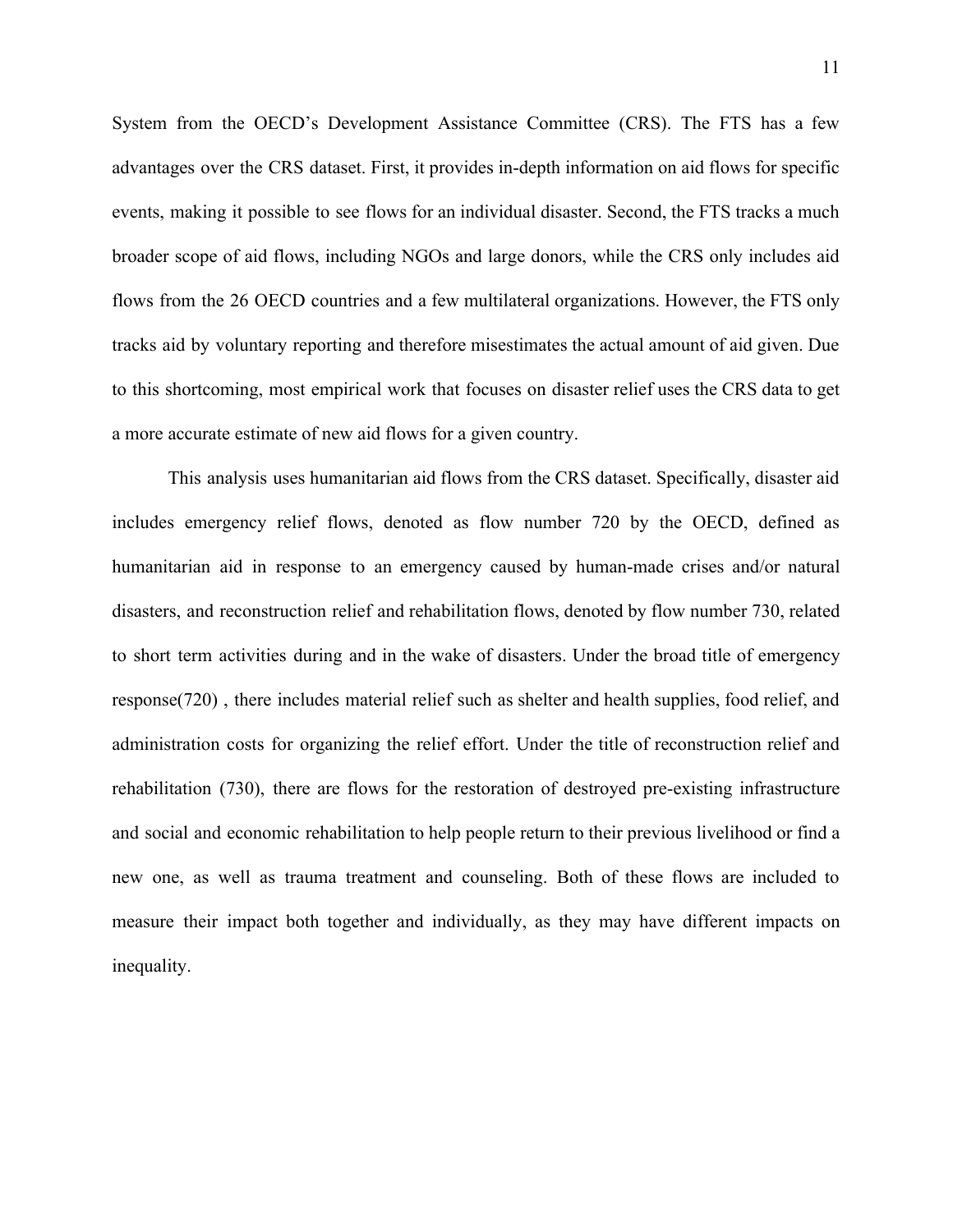System from the OECD's Development Assistance Committee (CRS). The FTS has a few advantages over the CRS dataset. First, it provides in-depth information on aid flows for specific events, making it possible to see flows for an individual disaster. Second, the FTS tracks a much broader scope of aid flows, including NGOs and large donors, while the CRS only includes aid flows from the 26 OECD countries and a few multilateral organizations. However, the FTS only tracks aid by voluntary reporting and therefore misestimates the actual amount of aid given. Due to this shortcoming, most empirical work that focuses on disaster relief uses the CRS data to get a more accurate estimate of new aid flows for a given country.

This analysis uses humanitarian aid flows from the CRS dataset. Specifically, disaster aid includes emergency relief flows, denoted as flow number 720 by the OECD, defined as humanitarian aid in response to an emergency caused by human-made crises and/or natural disasters, and reconstruction relief and rehabilitation flows, denoted by flow number 730, related to short term activities during and in the wake of disasters. Under the broad title of emergency response(720) , there includes material relief such as shelter and health supplies, food relief, and administration costs for organizing the relief effort. Under the title of reconstruction relief and rehabilitation (730), there are flows for the restoration of destroyed pre-existing infrastructure and social and economic rehabilitation to help people return to their previous livelihood or find a new one, as well as trauma treatment and counseling. Both of these flows are included to measure their impact both together and individually, as they may have different impacts on inequality.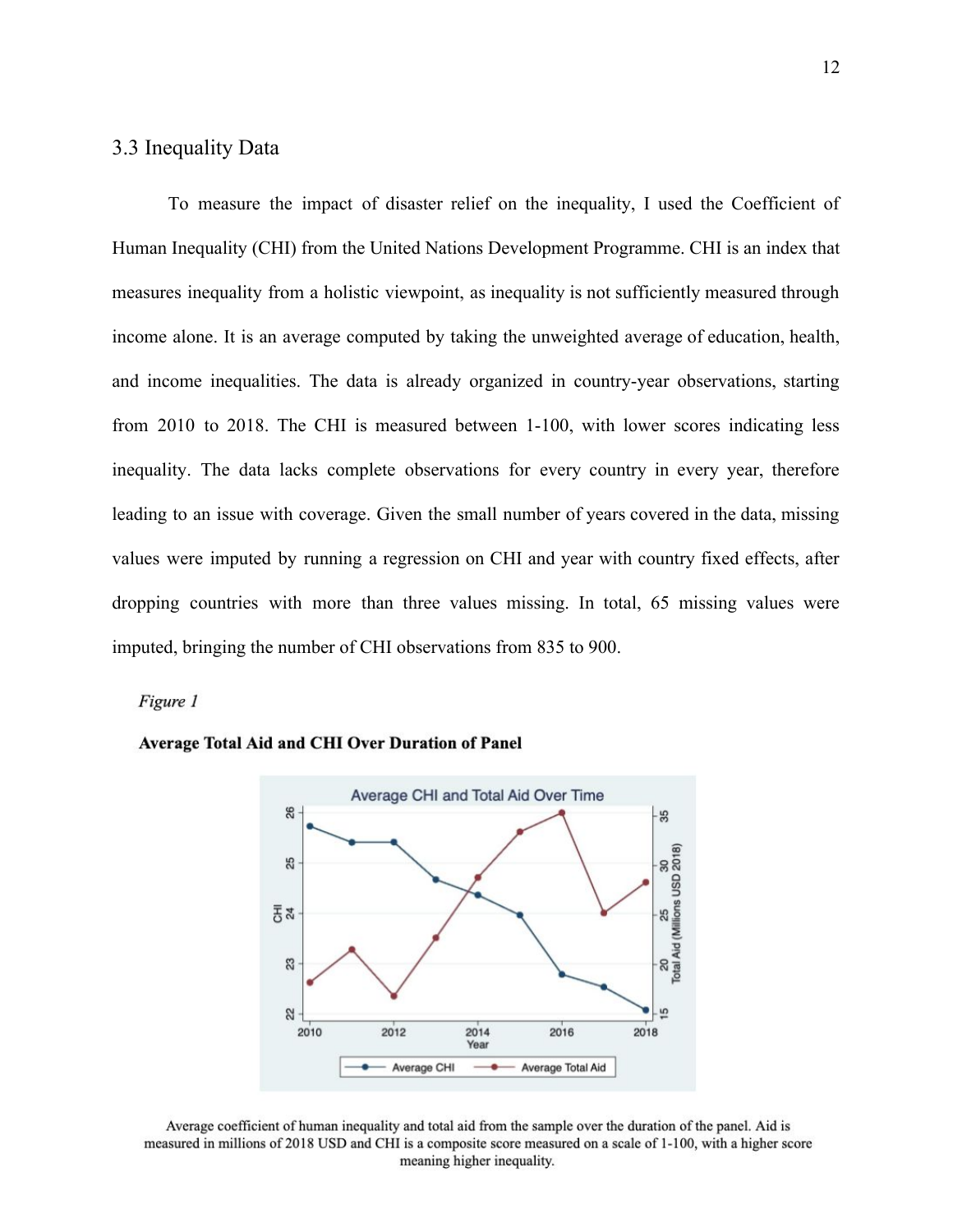## 3.3 Inequality Data

To measure the impact of disaster relief on the inequality, I used the Coefficient of Human Inequality (CHI) from the United Nations Development Programme. CHI is an index that measures inequality from a holistic viewpoint, as inequality is not sufficiently measured through income alone. It is an average computed by taking the unweighted average of education, health, and income inequalities. The data is already organized in country-year observations, starting from 2010 to 2018. The CHI is measured between 1-100, with lower scores indicating less inequality. The data lacks complete observations for every country in every year, therefore leading to an issue with coverage. Given the small number of years covered in the data, missing values were imputed by running a regression on CHI and year with country fixed effects, after dropping countries with more than three values missing. In total, 65 missing values were imputed, bringing the number of CHI observations from 835 to 900.

*Figure 1*

**Average Total Aid and CHI Over Duration of Panel**

Average coefficient of human inequality and total aid from the sample over the duration of the panel. Aid is measured in millions of 2018 USD and CHI is a composite score measured on a scale of 1-100, with a higher score meaning higher inequality.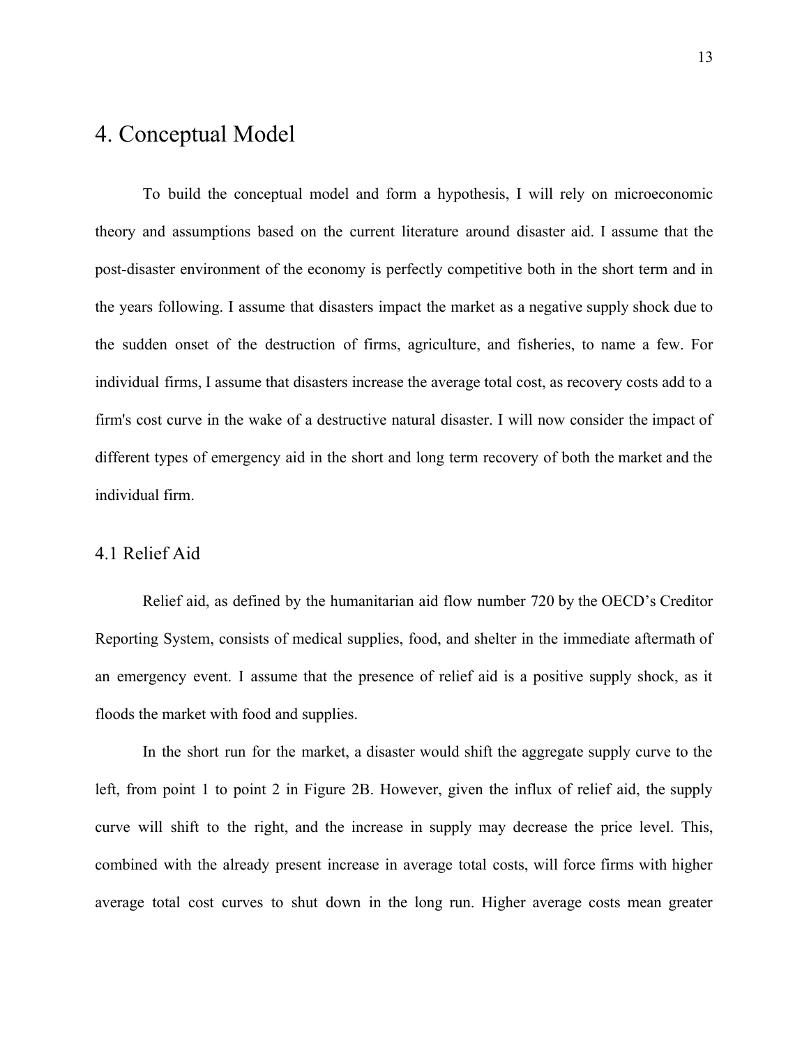# 4. Conceptual Model

To build the conceptual model and form a hypothesis, I will rely on microeconomic theory and assumptions based on the current literature around disaster aid. I assume that the post-disaster environment of the economy is perfectly competitive both in the short term and in the years following. I assume that disasters impact the market as a negative supply shock due to the sudden onset of the destruction of firms, agriculture, and fisheries, to name a few. For individual firms, I assume that disasters increase the average total cost, as recovery costs add to a firm's cost curve in the wake of a destructive natural disaster. I will now consider the impact of different types of emergency aid in the short and long term recovery of both the market and the individual firm.

## 4.1 Relief Aid

Relief aid, as defined by the humanitarian aid flow number 720 by the OECD's Creditor Reporting System, consists of medical supplies, food, and shelter in the immediate aftermath of an emergency event. I assume that the presence of relief aid is a positive supply shock, as it floods the market with food and supplies.

In the short run for the market, a disaster would shift the aggregate supply curve to the left, from point 1 to point 2 in Figure 2B. However, given the influx of relief aid, the supply curve will shift to the right, and the increase in supply may decrease the price level. This, combined with the already present increase in average total costs, will force firms with higher average total cost curves to shut down in the long run. Higher average costs mean greater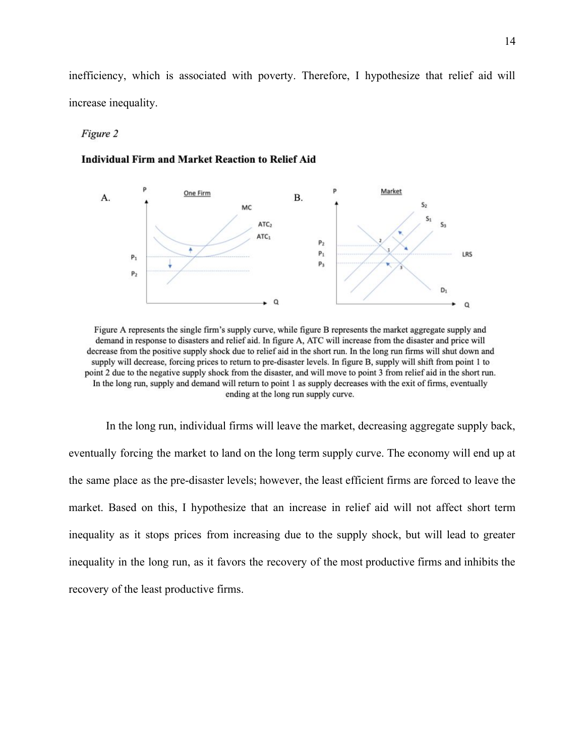inefficiency, which is associated with poverty. Therefore, I hypothesize that relief aid will increase inequality.

*Figure 2*

**Individual Firm and Market Reaction to Relief Aid**

Figure A represents the single firm's supply curve, while figure B represents the market aggregate supply and demand in response to disasters and relief aid. In figure A, ATC will increase from the disaster and price will decrease from the positive supply shock due to relief aid in the short run. In the long run firms will shut down and supply will decrease, forcing prices to return to pre-disaster levels. In figure B, supply will shift from point 1 to point 2 due to the negative supply shock from the disaster, and will move to point 3 from relief aid in the short run. In the long run, supply and demand will return to point 1 as supply decreases with the exit of firms, eventually ending at the long run supply curve.

In the long run, individual firms will leave the market, decreasing aggregate supply back, eventually forcing the market to land on the long term supply curve. The economy will end up at the same place as the pre-disaster levels; however, the least efficient firms are forced to leave the market. Based on this, I hypothesize that an increase in relief aid will not affect short term inequality as it stops prices from increasing due to the supply shock, but will lead to greater inequality in the long run, as it favors the recovery of the most productive firms and inhibits the recovery of the least productive firms.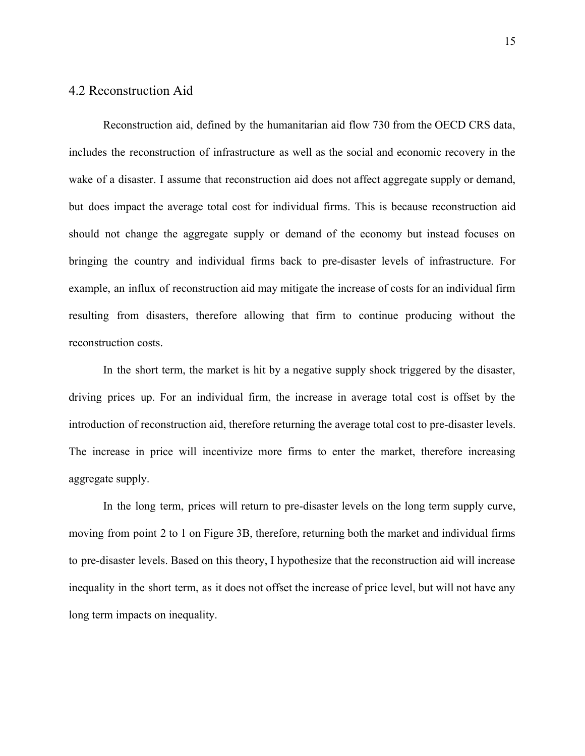## 4.2 Reconstruction Aid

Reconstruction aid, defined by the humanitarian aid flow 730 from the OECD CRS data, includes the reconstruction of infrastructure as well as the social and economic recovery in the wake of a disaster. I assume that reconstruction aid does not affect aggregate supply or demand, but does impact the average total cost for individual firms. This is because reconstruction aid should not change the aggregate supply or demand of the economy but instead focuses on bringing the country and individual firms back to pre-disaster levels of infrastructure. For example, an influx of reconstruction aid may mitigate the increase of costs for an individual firm resulting from disasters, therefore allowing that firm to continue producing without the reconstruction costs.

In the short term, the market is hit by a negative supply shock triggered by the disaster, driving prices up. For an individual firm, the increase in average total cost is offset by the introduction of reconstruction aid, therefore returning the average total cost to pre-disaster levels. The increase in price will incentivize more firms to enter the market, therefore increasing aggregate supply.

In the long term, prices will return to pre-disaster levels on the long term supply curve, moving from point 2 to 1 on Figure 3B, therefore, returning both the market and individual firms to pre-disaster levels. Based on this theory, I hypothesize that the reconstruction aid will increase inequality in the short term, as it does not offset the increase of price level, but will not have any long term impacts on inequality.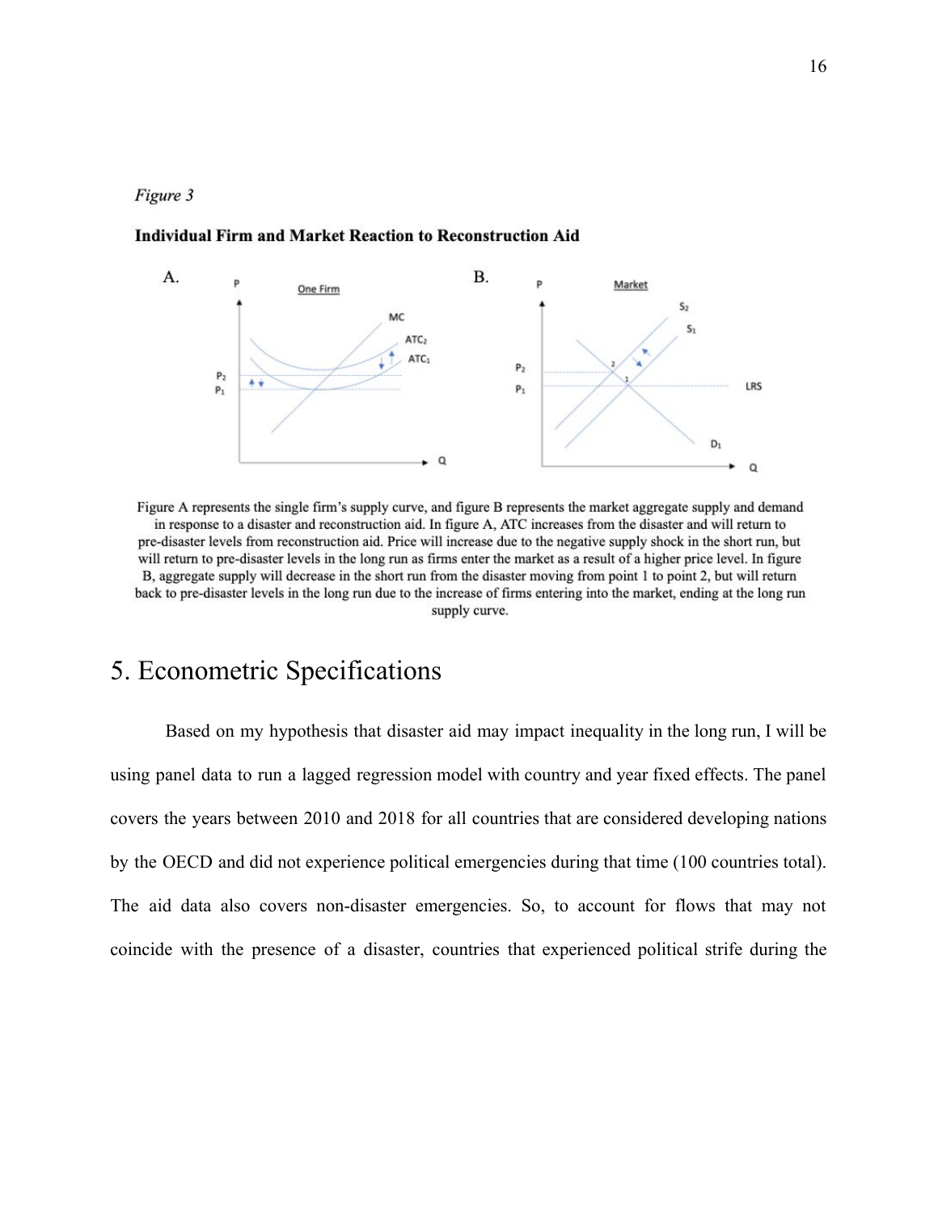*Figure 3*

**Individual Firm and Market Reaction to Reconstruction Aid**

Figure A represents the single firm's supply curve, and figure B represents the market aggregate supply and demand in response to a disaster and reconstruction aid. In figure A, ATC increases from the disaster and will return to pre-disaster levels from reconstruction aid. Price will increase due to the negative supply shock in the short run, but will return to pre-disaster levels in the long run as firms enter the market as a result of a higher price level. In figure B, aggregate supply will decrease in the short run from the disaster moving from point 1 to point 2, but will return back to pre-disaster levels in the long run due to the increase of firms entering into the market, ending at the long run supply curve.

# 5. Econometric Specifications

Based on my hypothesis that disaster aid may impact inequality in the long run, I will be using panel data to run a lagged regression model with country and year fixed effects. The panel covers the years between 2010 and 2018 for all countries that are considered developing nations by the OECD and did not experience political emergencies during that time (100 countries total). The aid data also covers non-disaster emergencies. So, to account for flows that may not coincide with the presence of a disaster, countries that experienced political strife during the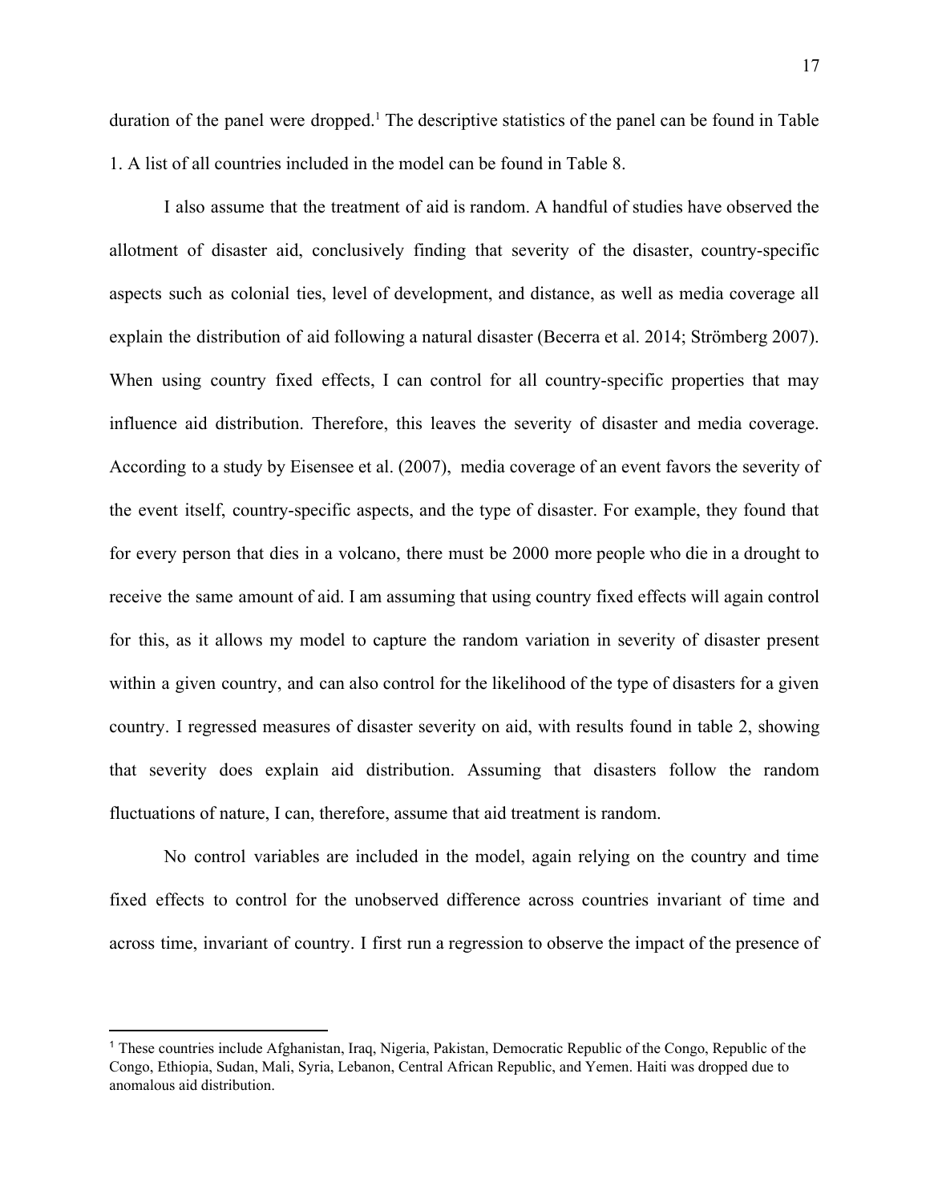duration of the panel were dropped.[1] The descriptive statistics of the panel can be found in Table 1. A list of all countries included in the model can be found in Table 8.

I also assume that the treatment of aid is random. A handful of studies have observed the allotment of disaster aid, conclusively finding that severity of the disaster, country-specific aspects such as colonial ties, level of development, and distance, as well as media coverage all explain the distribution of aid following a natural disaster (Becerra et al. 2014; Strömberg 2007). When using country fixed effects, I can control for all country-specific properties that may influence aid distribution. Therefore, this leaves the severity of disaster and media coverage. According to a study by Eisensee et al. (2007), media coverage of an event favors the severity of the event itself, country-specific aspects, and the type of disaster. For example, they found that for every person that dies in a volcano, there must be 2000 more people who die in a drought to receive the same amount of aid. I am assuming that using country fixed effects will again control for this, as it allows my model to capture the random variation in severity of disaster present within a given country, and can also control for the likelihood of the type of disasters for a given country. I regressed measures of disaster severity on aid, with results found in table 2, showing that severity does explain aid distribution. Assuming that disasters follow the random fluctuations of nature, I can, therefore, assume that aid treatment is random.

No control variables are included in the model, again relying on the country and time fixed effects to control for the unobserved difference across countries invariant of time and across time, invariant of country. I first run a regression to observe the impact of the presence of

[1] These countries include Afghanistan, Iraq, Nigeria, Pakistan, Democratic Republic of the Congo, Republic of the Congo, Ethiopia, Sudan, Mali, Syria, Lebanon, Central African Republic, and Yemen. Haiti was dropped due to anomalous aid distribution.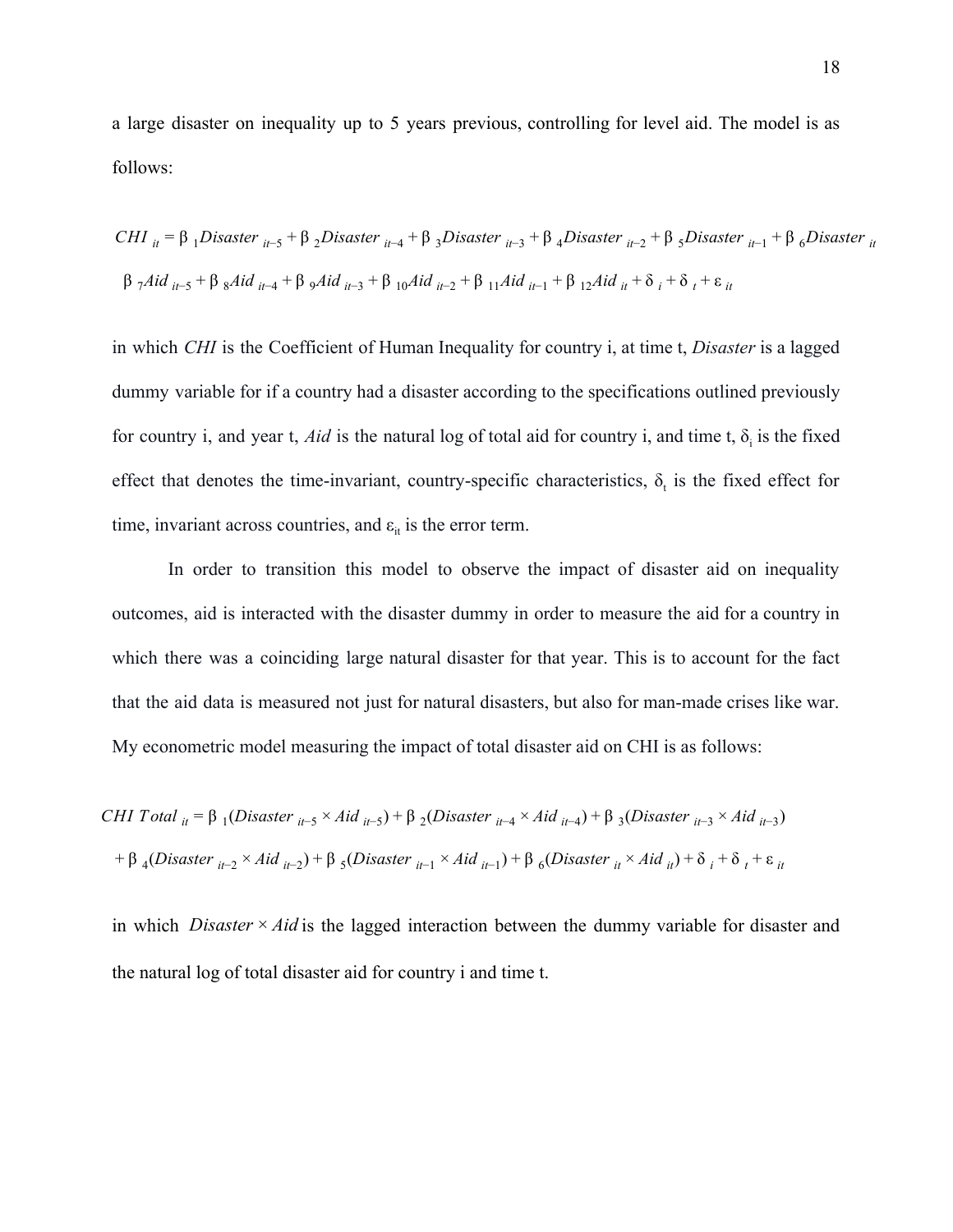a large disaster on inequality up to 5 years previous, controlling for level aid. The model is as follows:

$$CHI_{it} = \beta_1 Disaster_{it-5} + \beta_2 Disaster_{it-4} + \beta_3 Disaster_{it-3} + \beta_4 Disaster_{it-2} + \beta_5 Disaster_{it-1} + \beta_6 Disaster_{it}$$
$$\beta_7 Aid_{it-5} + \beta_8 Aid_{it-4} + \beta_9 Aid_{it-3} + \beta_{10} Aid_{it-2} + \beta_{11} Aid_{it-1} + \beta_{12} Aid_{it} + \delta_i + \delta_t + \varepsilon_{it}$$

in which *CHI* is the Coefficient of Human Inequality for country i, at time t, *Disaster* is a lagged dummy variable for if a country had a disaster according to the specifications outlined previously for country i, and year t, *Aid* is the natural log of total aid for country i, and time t, $\delta_i$ is the fixed effect that denotes the time-invariant, country-specific characteristics, $\delta_t$ is the fixed effect for time, invariant across countries, and $\varepsilon_{it}$ is the error term.

In order to transition this model to observe the impact of disaster aid on inequality outcomes, aid is interacted with the disaster dummy in order to measure the aid for a country in which there was a coinciding large natural disaster for that year. This is to account for the fact that the aid data is measured not just for natural disasters, but also for man-made crises like war. My econometric model measuring the impact of total disaster aid on CHI is as follows:

$$CHI\ Total_{it} = \beta_1(Disaster_{it-5} \times Aid_{it-5}) + \beta_2(Disaster_{it-4} \times Aid_{it-4}) + \beta_3(Disaster_{it-3} \times Aid_{it-3})$$
$$+ \beta_4(Disaster_{it-2} \times Aid_{it-2}) + \beta_5(Disaster_{it-1} \times Aid_{it-1}) + \beta_6(Disaster_{it} \times Aid_{it}) + \delta_i + \delta_t + \varepsilon_{it}$$

in which $Disaster \times Aid$ is the lagged interaction between the dummy variable for disaster and the natural log of total disaster aid for country i and time t.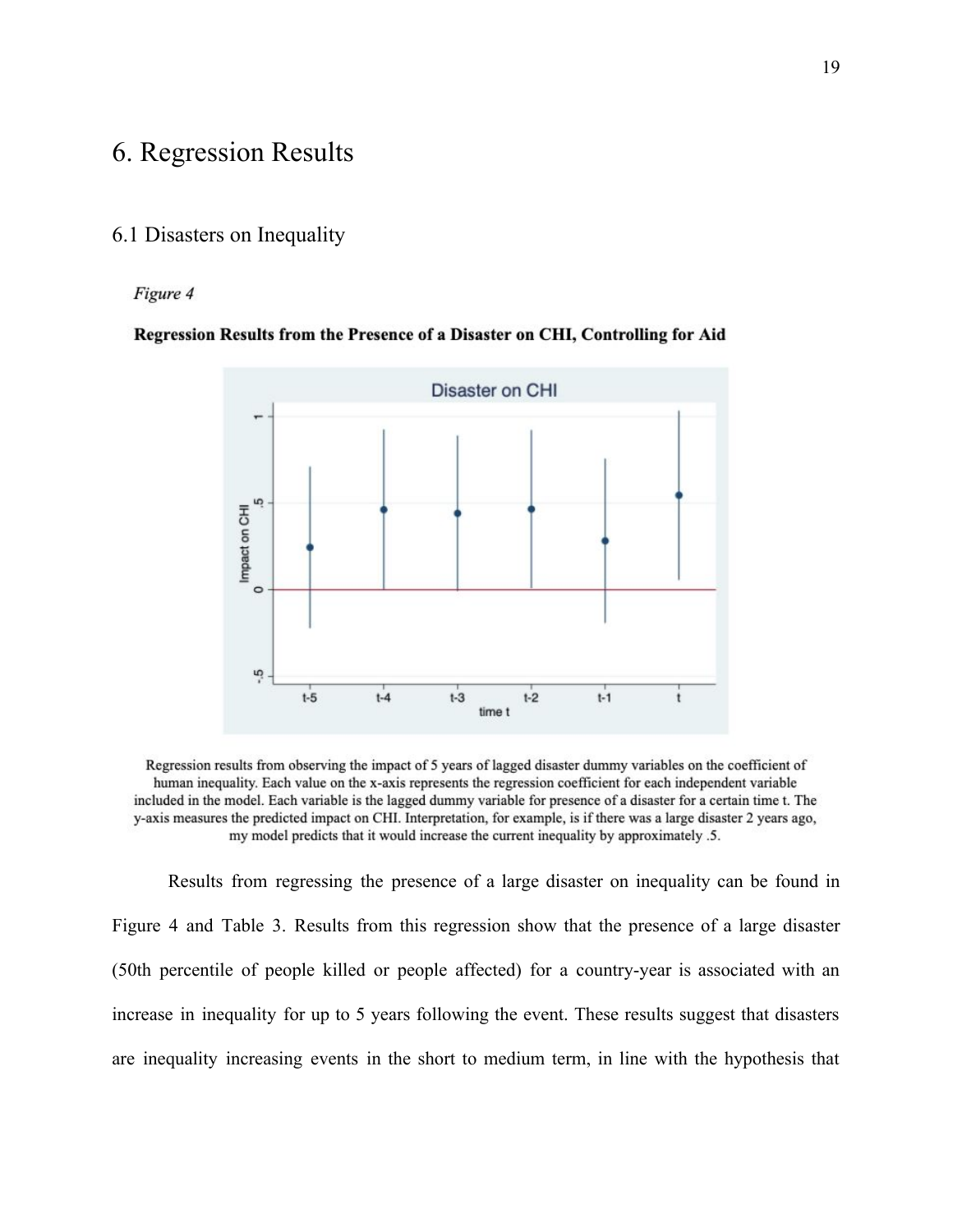# 6. Regression Results

## 6.1 Disasters on Inequality

*Figure 4*

**Regression Results from the Presence of a Disaster on CHI, Controlling for Aid**

Regression results from observing the impact of 5 years of lagged disaster dummy variables on the coefficient of human inequality. Each value on the x-axis represents the regression coefficient for each independent variable included in the model. Each variable is the lagged dummy variable for presence of a disaster for a certain time t. The y-axis measures the predicted impact on CHI. Interpretation, for example, is if there was a large disaster 2 years ago, my model predicts that it would increase the current inequality by approximately .5.

Results from regressing the presence of a large disaster on inequality can be found in Figure 4 and Table 3. Results from this regression show that the presence of a large disaster (50th percentile of people killed or people affected) for a country-year is associated with an increase in inequality for up to 5 years following the event. These results suggest that disasters are inequality increasing events in the short to medium term, in line with the hypothesis that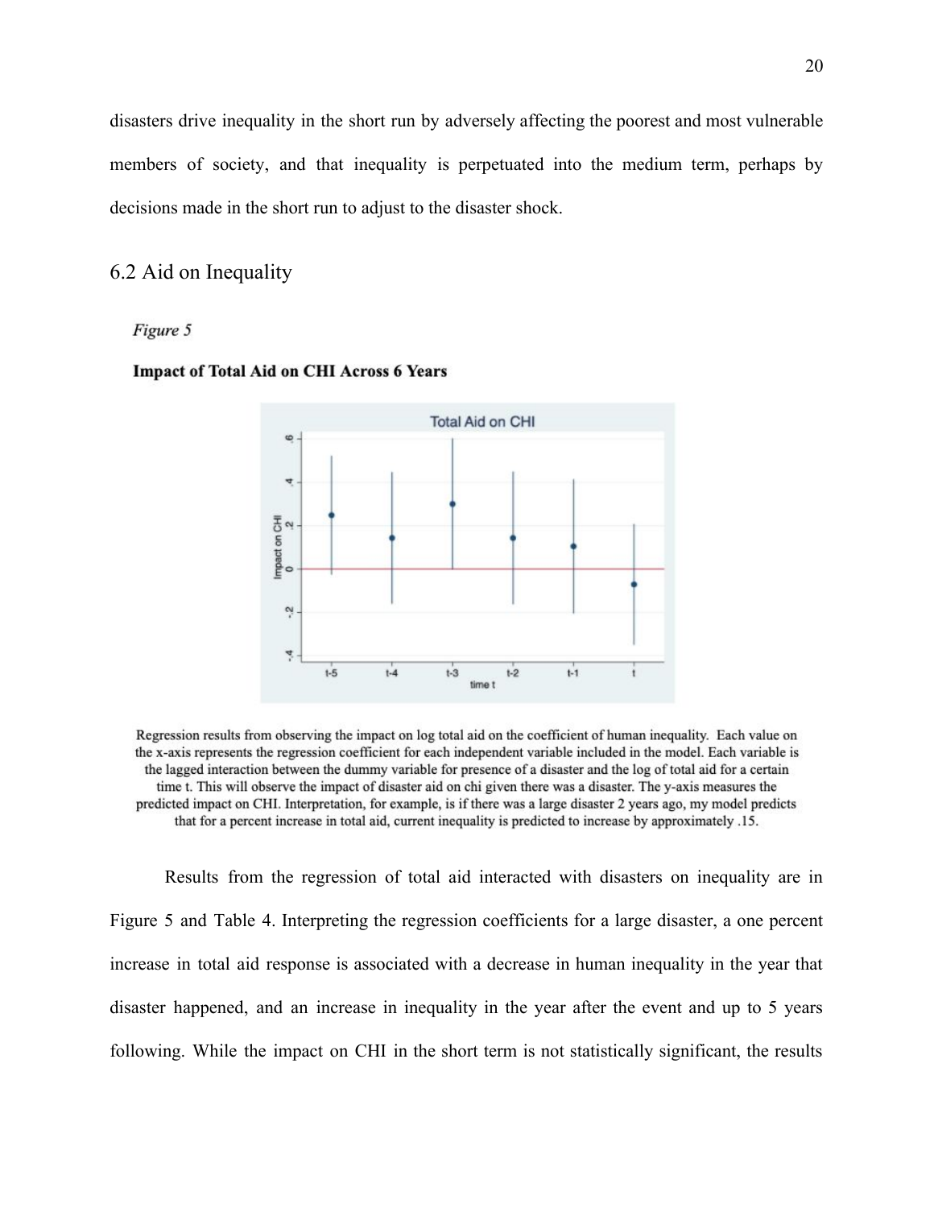disasters drive inequality in the short run by adversely affecting the poorest and most vulnerable members of society, and that inequality is perpetuated into the medium term, perhaps by decisions made in the short run to adjust to the disaster shock.

## 6.2 Aid on Inequality

*Figure 5*

**Impact of Total Aid on CHI Across 6 Years**

Regression results from observing the impact on log total aid on the coefficient of human inequality. Each value on the x-axis represents the regression coefficient for each independent variable included in the model. Each variable is the lagged interaction between the dummy variable for presence of a disaster and the log of total aid for a certain time t. This will observe the impact of disaster aid on chi given there was a disaster. The y-axis measures the predicted impact on CHI. Interpretation, for example, is if there was a large disaster 2 years ago, my model predicts that for a percent increase in total aid, current inequality is predicted to increase by approximately .15.

Results from the regression of total aid interacted with disasters on inequality are in Figure 5 and Table 4. Interpreting the regression coefficients for a large disaster, a one percent increase in total aid response is associated with a decrease in human inequality in the year that disaster happened, and an increase in inequality in the year after the event and up to 5 years following. While the impact on CHI in the short term is not statistically significant, the results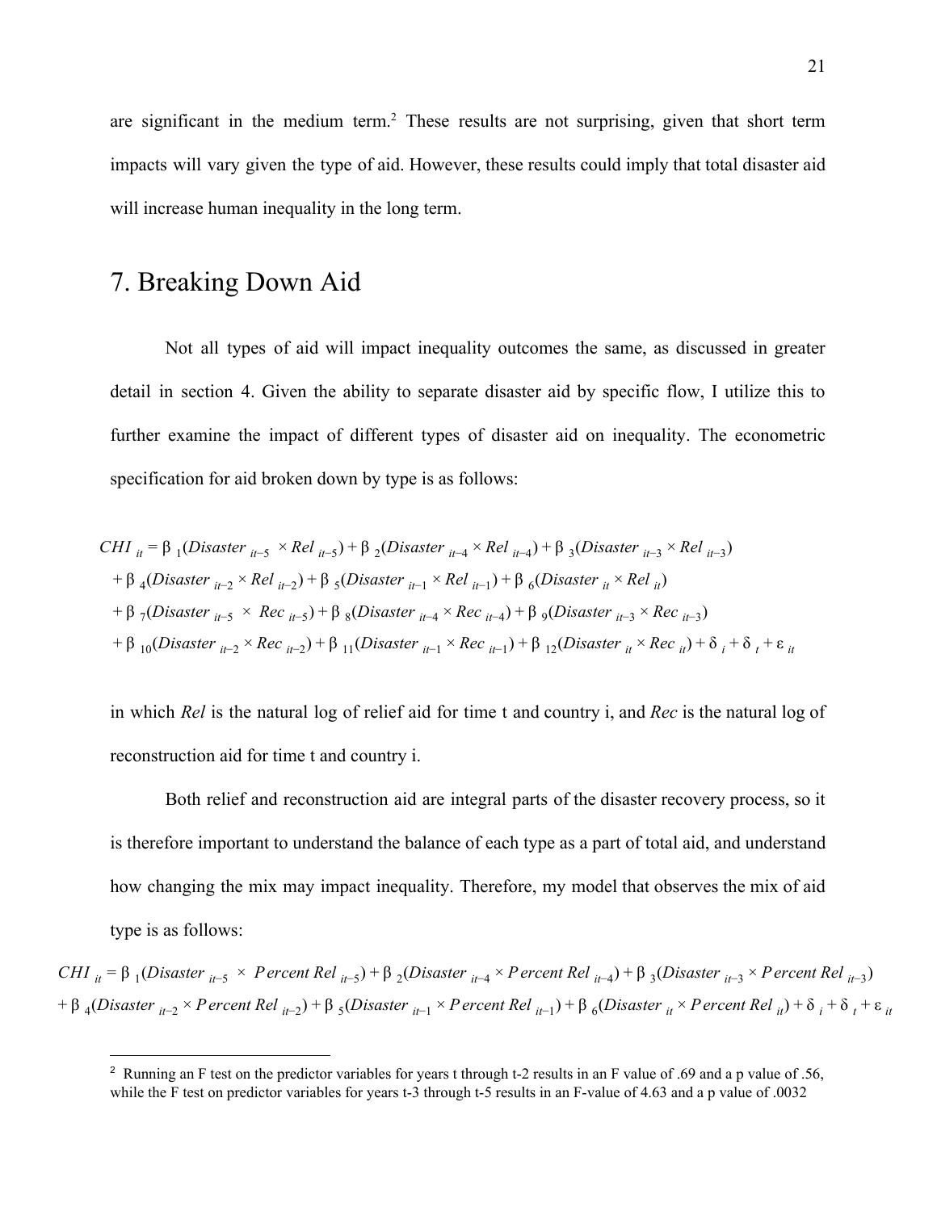are significant in the medium term.[2] These results are not surprising, given that short term impacts will vary given the type of aid. However, these results could imply that total disaster aid will increase human inequality in the long term.

## 7. Breaking Down Aid

Not all types of aid will impact inequality outcomes the same, as discussed in greater detail in section 4. Given the ability to separate disaster aid by specific flow, I utilize this to further examine the impact of different types of disaster aid on inequality. The econometric specification for aid broken down by type is as follows:

$$
\begin{aligned}
CHI_{it} = {} & \beta_1(Disaster_{it-5} \times Rel_{it-5}) + \beta_2(Disaster_{it-4} \times Rel_{it-4}) + \beta_3(Disaster_{it-3} \times Rel_{it-3}) \\
& + \beta_4(Disaster_{it-2} \times Rel_{it-2}) + \beta_5(Disaster_{it-1} \times Rel_{it-1}) + \beta_6(Disaster_{it} \times Rel_{it}) \\
& + \beta_7(Disaster_{it-5} \times Rec_{it-5}) + \beta_8(Disaster_{it-4} \times Rec_{it-4}) + \beta_9(Disaster_{it-3} \times Rec_{it-3}) \\
& + \beta_{10}(Disaster_{it-2} \times Rec_{it-2}) + \beta_{11}(Disaster_{it-1} \times Rec_{it-1}) + \beta_{12}(Disaster_{it} \times Rec_{it}) + \delta_i + \delta_t + \varepsilon_{it}
\end{aligned}
$$

in which *Rel* is the natural log of relief aid for time t and country i, and *Rec* is the natural log of reconstruction aid for time t and country i.

Both relief and reconstruction aid are integral parts of the disaster recovery process, so it is therefore important to understand the balance of each type as a part of total aid, and understand how changing the mix may impact inequality. Therefore, my model that observes the mix of aid type is as follows:

$$
\begin{aligned}
CHI_{it} = {} & \beta_1(Disaster_{it-5} \times Percent\ Rel_{it-5}) + \beta_2(Disaster_{it-4} \times Percent\ Rel_{it-4}) + \beta_3(Disaster_{it-3} \times Percent\ Rel_{it-3}) \\
& + \beta_4(Disaster_{it-2} \times Percent\ Rel_{it-2}) + \beta_5(Disaster_{it-1} \times Percent\ Rel_{it-1}) + \beta_6(Disaster_{it} \times Percent\ Rel_{it}) + \delta_i + \delta_t + \varepsilon_{it}
\end{aligned}
$$

---

[2] Running an F test on the predictor variables for years t through t-2 results in an F value of .69 and a p value of .56, while the F test on predictor variables for years t-3 through t-5 results in an F-value of 4.63 and a p value of .0032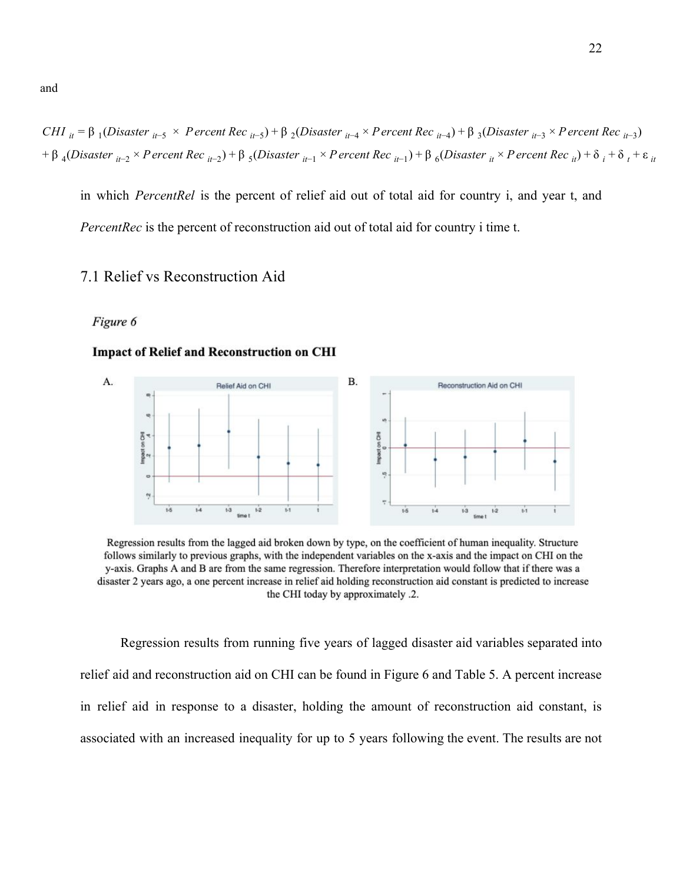and

$$CHI_{it} = \beta_1(Disaster_{it-5} \times Percent\ Rec_{it-5}) + \beta_2(Disaster_{it-4} \times Percent\ Rec_{it-4}) + \beta_3(Disaster_{it-3} \times Percent\ Rec_{it-3}) + \beta_4(Disaster_{it-2} \times Percent\ Rec_{it-2}) + \beta_5(Disaster_{it-1} \times Percent\ Rec_{it-1}) + \beta_6(Disaster_{it} \times Percent\ Rec_{it}) + \delta_i + \delta_t + \varepsilon_{it}$$

in which *PercentRel* is the percent of relief aid out of total aid for country i, and year t, and *PercentRec* is the percent of reconstruction aid out of total aid for country i time t.

## 7.1 Relief vs Reconstruction Aid

*Figure 6*

**Impact of Relief and Reconstruction on CHI**

Regression results from the lagged aid broken down by type, on the coefficient of human inequality. Structure follows similarly to previous graphs, with the independent variables on the x-axis and the impact on CHI on the y-axis. Graphs A and B are from the same regression. Therefore interpretation would follow that if there was a disaster 2 years ago, a one percent increase in relief aid holding reconstruction aid constant is predicted to increase the CHI today by approximately .2.

Regression results from running five years of lagged disaster aid variables separated into relief aid and reconstruction aid on CHI can be found in Figure 6 and Table 5. A percent increase in relief aid in response to a disaster, holding the amount of reconstruction aid constant, is associated with an increased inequality for up to 5 years following the event. The results are not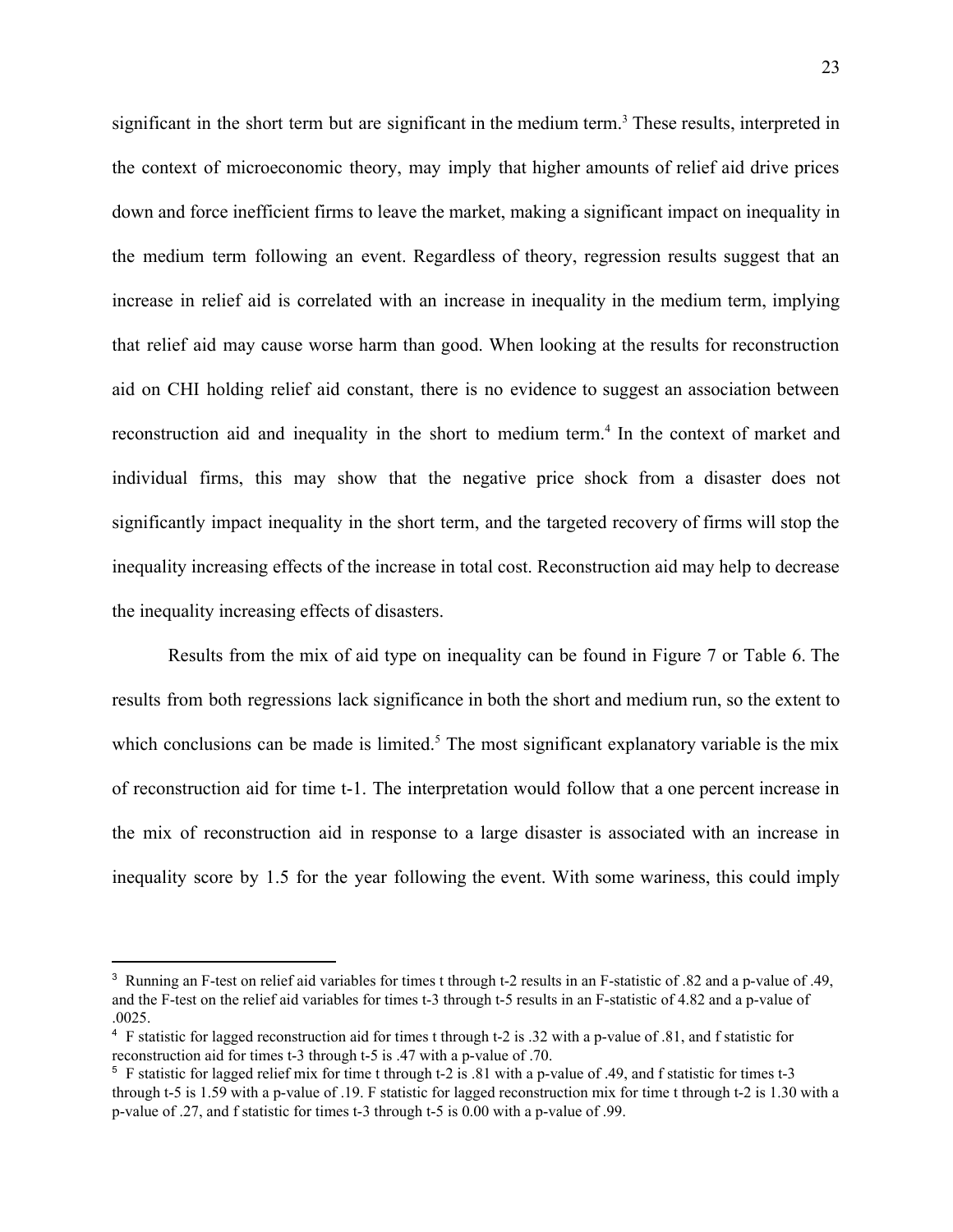significant in the short term but are significant in the medium term.[3] These results, interpreted in the context of microeconomic theory, may imply that higher amounts of relief aid drive prices down and force inefficient firms to leave the market, making a significant impact on inequality in the medium term following an event. Regardless of theory, regression results suggest that an increase in relief aid is correlated with an increase in inequality in the medium term, implying that relief aid may cause worse harm than good. When looking at the results for reconstruction aid on CHI holding relief aid constant, there is no evidence to suggest an association between reconstruction aid and inequality in the short to medium term.[4] In the context of market and individual firms, this may show that the negative price shock from a disaster does not significantly impact inequality in the short term, and the targeted recovery of firms will stop the inequality increasing effects of the increase in total cost. Reconstruction aid may help to decrease the inequality increasing effects of disasters.

Results from the mix of aid type on inequality can be found in Figure 7 or Table 6. The results from both regressions lack significance in both the short and medium run, so the extent to which conclusions can be made is limited.[5] The most significant explanatory variable is the mix of reconstruction aid for time t-1. The interpretation would follow that a one percent increase in the mix of reconstruction aid in response to a large disaster is associated with an increase in inequality score by 1.5 for the year following the event. With some wariness, this could imply

---

[3] Running an F-test on relief aid variables for times t through t-2 results in an F-statistic of .82 and a p-value of .49, and the F-test on the relief aid variables for times t-3 through t-5 results in an F-statistic of 4.82 and a p-value of .0025.

[4] F statistic for lagged reconstruction aid for times t through t-2 is .32 with a p-value of .81, and f statistic for reconstruction aid for times t-3 through t-5 is .47 with a p-value of .70.

[5] F statistic for lagged relief mix for time t through t-2 is .81 with a p-value of .49, and f statistic for times t-3 through t-5 is 1.59 with a p-value of .19. F statistic for lagged reconstruction mix for time t through t-2 is 1.30 with a p-value of .27, and f statistic for times t-3 through t-5 is 0.00 with a p-value of .99.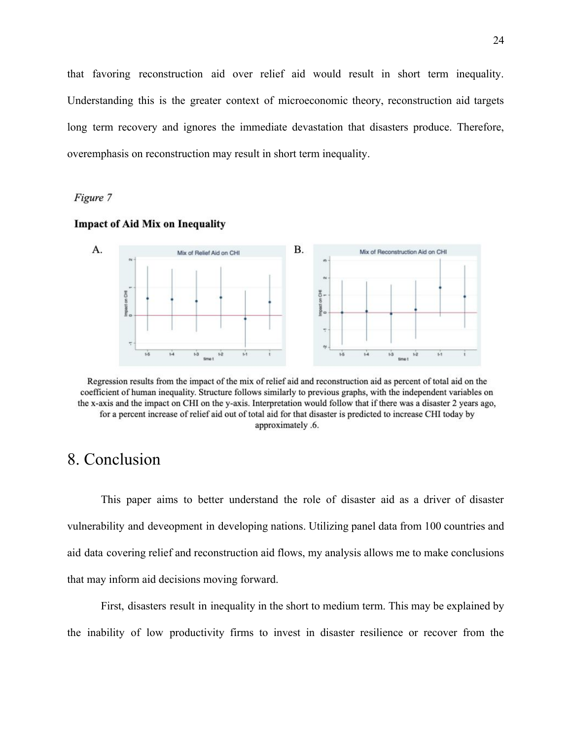that favoring reconstruction aid over relief aid would result in short term inequality. Understanding this is the greater context of microeconomic theory, reconstruction aid targets long term recovery and ignores the immediate devastation that disasters produce. Therefore, overemphasis on reconstruction may result in short term inequality.

*Figure 7*

**Impact of Aid Mix on Inequality**

A.

B.

Regression results from the impact of the mix of relief aid and reconstruction aid as percent of total aid on the coefficient of human inequality. Structure follows similarly to previous graphs, with the independent variables on the x-axis and the impact on CHI on the y-axis. Interpretation would follow that if there was a disaster 2 years ago, for a percent increase of relief aid out of total aid for that disaster is predicted to increase CHI today by approximately .6.

# 8. Conclusion

This paper aims to better understand the role of disaster aid as a driver of disaster vulnerability and deveopment in developing nations. Utilizing panel data from 100 countries and aid data covering relief and reconstruction aid flows, my analysis allows me to make conclusions that may inform aid decisions moving forward.

First, disasters result in inequality in the short to medium term. This may be explained by the inability of low productivity firms to invest in disaster resilience or recover from the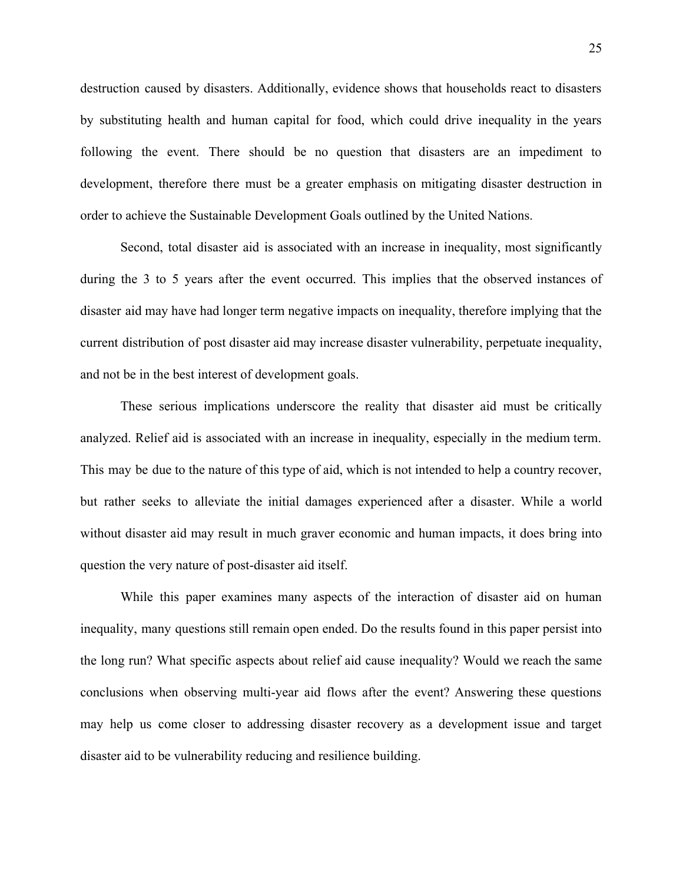destruction caused by disasters. Additionally, evidence shows that households react to disasters by substituting health and human capital for food, which could drive inequality in the years following the event. There should be no question that disasters are an impediment to development, therefore there must be a greater emphasis on mitigating disaster destruction in order to achieve the Sustainable Development Goals outlined by the United Nations.

Second, total disaster aid is associated with an increase in inequality, most significantly during the 3 to 5 years after the event occurred. This implies that the observed instances of disaster aid may have had longer term negative impacts on inequality, therefore implying that the current distribution of post disaster aid may increase disaster vulnerability, perpetuate inequality, and not be in the best interest of development goals.

These serious implications underscore the reality that disaster aid must be critically analyzed. Relief aid is associated with an increase in inequality, especially in the medium term. This may be due to the nature of this type of aid, which is not intended to help a country recover, but rather seeks to alleviate the initial damages experienced after a disaster. While a world without disaster aid may result in much graver economic and human impacts, it does bring into question the very nature of post-disaster aid itself.

While this paper examines many aspects of the interaction of disaster aid on human inequality, many questions still remain open ended. Do the results found in this paper persist into the long run? What specific aspects about relief aid cause inequality? Would we reach the same conclusions when observing multi-year aid flows after the event? Answering these questions may help us come closer to addressing disaster recovery as a development issue and target disaster aid to be vulnerability reducing and resilience building.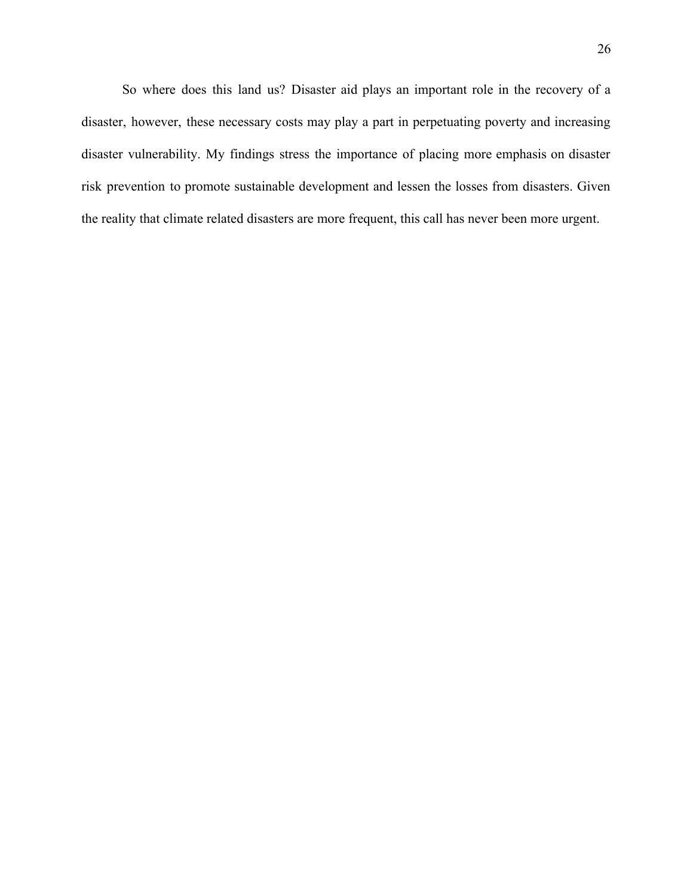So where does this land us? Disaster aid plays an important role in the recovery of a disaster, however, these necessary costs may play a part in perpetuating poverty and increasing disaster vulnerability. My findings stress the importance of placing more emphasis on disaster risk prevention to promote sustainable development and lessen the losses from disasters. Given the reality that climate related disasters are more frequent, this call has never been more urgent.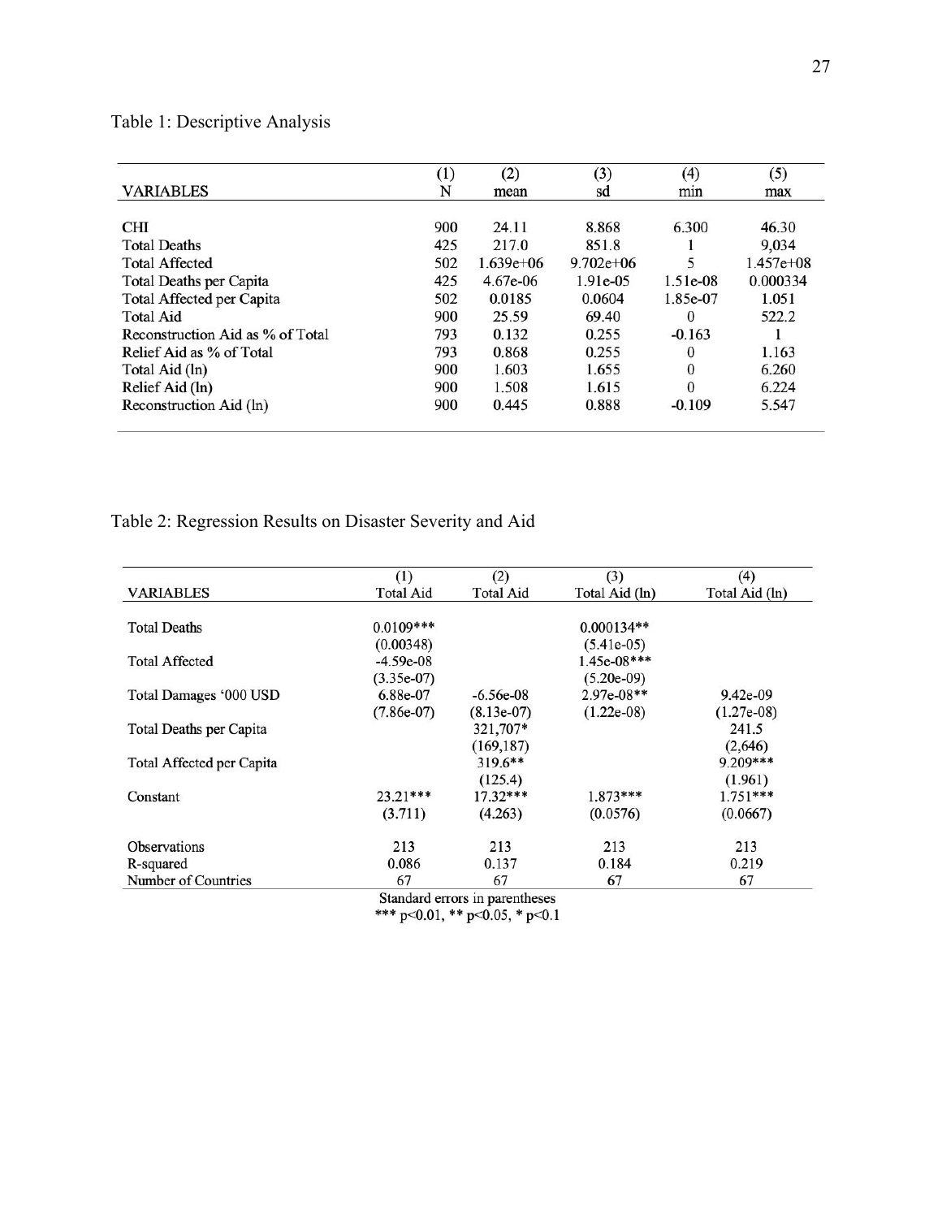Table 1: Descriptive Analysis

| VARIABLES | (1) N | (2) mean | (3) sd | (4) min | (5) max |
|---|---|---|---|---|---|
| CHI | 900 | 24.11 | 8.868 | 6.300 | 46.30 |
| Total Deaths | 425 | 217.0 | 851.8 | 1 | 9,034 |
| Total Affected | 502 | 1.639e+06 | 9.702e+06 | 5 | 1.457e+08 |
| Total Deaths per Capita | 425 | 4.67e-06 | 1.91e-05 | 1.51e-08 | 0.000334 |
| Total Affected per Capita | 502 | 0.0185 | 0.0604 | 1.85e-07 | 1.051 |
| Total Aid | 900 | 25.59 | 69.40 | 0 | 522.2 |
| Reconstruction Aid as % of Total | 793 | 0.132 | 0.255 | -0.163 | 1 |
| Relief Aid as % of Total | 793 | 0.868 | 0.255 | 0 | 1.163 |
| Total Aid (ln) | 900 | 1.603 | 1.655 | 0 | 6.260 |
| Relief Aid (ln) | 900 | 1.508 | 1.615 | 0 | 6.224 |
| Reconstruction Aid (ln) | 900 | 0.445 | 0.888 | -0.109 | 5.547 |

Table 2: Regression Results on Disaster Severity and Aid

| VARIABLES | (1) Total Aid | (2) Total Aid | (3) Total Aid (ln) | (4) Total Aid (ln) |
|---|---|---|---|---|
| Total Deaths | 0.0109*** | | 0.000134** | |
| | (0.00348) | | (5.41e-05) | |
| Total Affected | -4.59e-08 | | 1.45e-08*** | |
| | (3.35e-07) | | (5.20e-09) | |
| Total Damages '000 USD | 6.88e-07 | -6.56e-08 | 2.97e-08** | 9.42e-09 |
| | (7.86e-07) | (8.13e-07) | (1.22e-08) | (1.27e-08) |
| Total Deaths per Capita | | 321,707* | | 241.5 |
| | | (169,187) | | (2,646) |
| Total Affected per Capita | | 319.6** | | 9.209*** |
| | | (125.4) | | (1.961) |
| Constant | 23.21*** | 17.32*** | 1.873*** | 1.751*** |
| | (3.711) | (4.263) | (0.0576) | (0.0667) |
| Observations | 213 | 213 | 213 | 213 |
| R-squared | 0.086 | 0.137 | 0.184 | 0.219 |
| Number of Countries | 67 | 67 | 67 | 67 |

Standard errors in parentheses
*** p<0.01, ** p<0.05, * p<0.1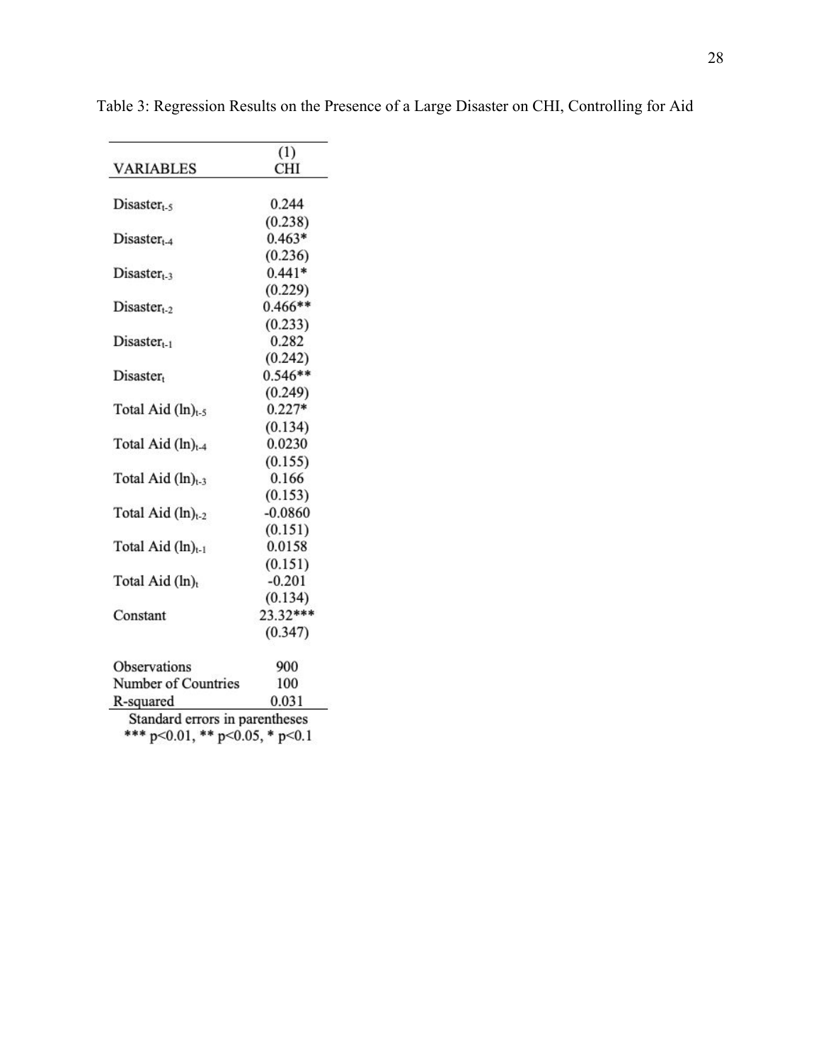Table 3: Regression Results on the Presence of a Large Disaster on CHI, Controlling for Aid

| VARIABLES | (1) CHI |
|---|---|
| $Disaster_{t-5}$ | 0.244 |
| | (0.238) |
| $Disaster_{t-4}$ | 0.463* |
| | (0.236) |
| $Disaster_{t-3}$ | 0.441* |
| | (0.229) |
| $Disaster_{t-2}$ | 0.466** |
| | (0.233) |
| $Disaster_{t-1}$ | 0.282 |
| | (0.242) |
| $Disaster_{t}$ | 0.546** |
| | (0.249) |
| Total Aid $(ln)_{t-5}$ | 0.227* |
| | (0.134) |
| Total Aid $(ln)_{t-4}$ | 0.0230 |
| | (0.155) |
| Total Aid $(ln)_{t-3}$ | 0.166 |
| | (0.153) |
| Total Aid $(ln)_{t-2}$ | -0.0860 |
| | (0.151) |
| Total Aid $(ln)_{t-1}$ | 0.0158 |
| | (0.151) |
| Total Aid $(ln)_{t}$ | -0.201 |
| | (0.134) |
| Constant | 23.32*** |
| | (0.347) |
| Observations | 900 |
| Number of Countries | 100 |
| R-squared | 0.031 |

Standard errors in parentheses
*** p<0.01, ** p<0.05, * p<0.1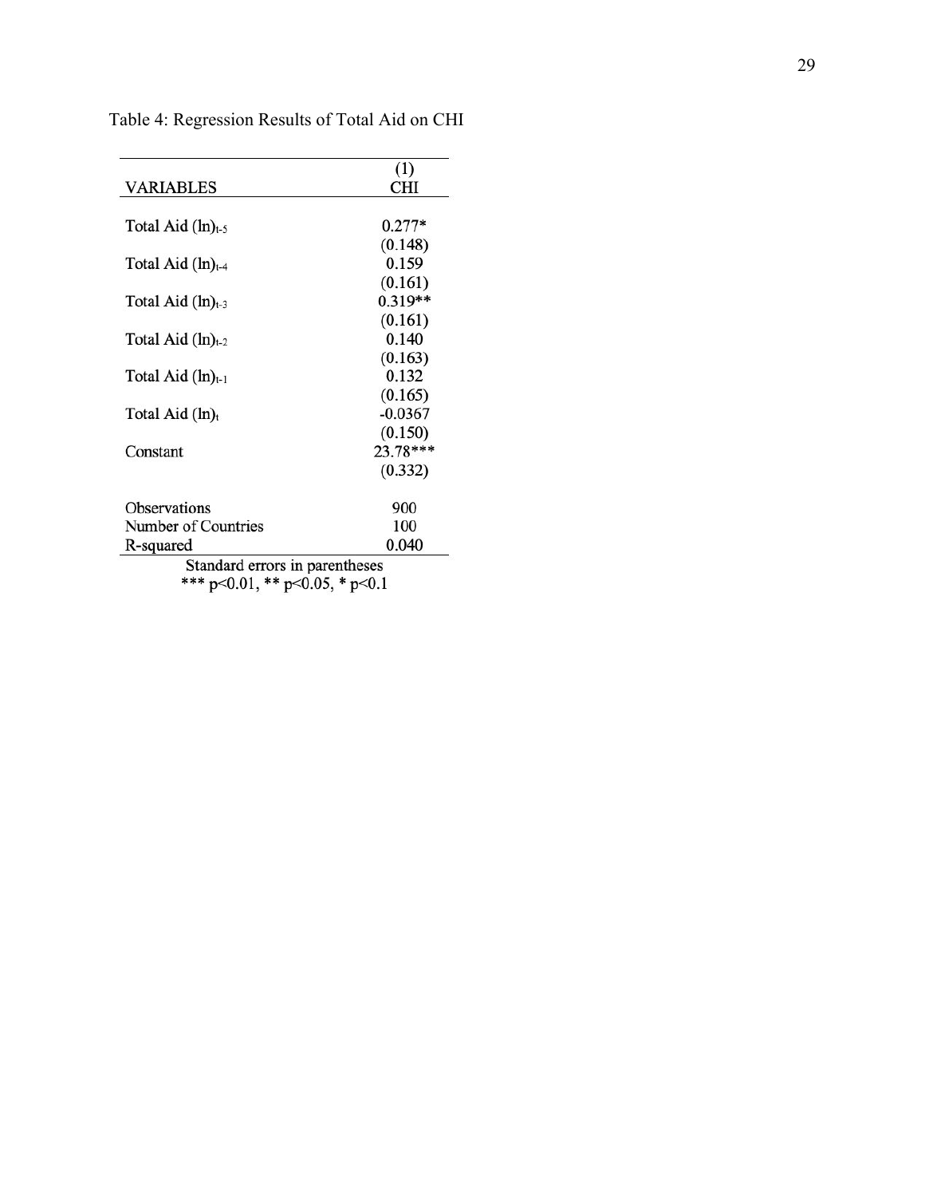Table 4: Regression Results of Total Aid on CHI

| VARIABLES | (1)<br>CHI |
|---|---|
| Total Aid (ln)$_{t-5}$ | 0.277* |
| | (0.148) |
| Total Aid (ln)$_{t-4}$ | 0.159 |
| | (0.161) |
| Total Aid (ln)$_{t-3}$ | 0.319** |
| | (0.161) |
| Total Aid (ln)$_{t-2}$ | 0.140 |
| | (0.163) |
| Total Aid (ln)$_{t-1}$ | 0.132 |
| | (0.165) |
| Total Aid (ln)$_{t}$ | -0.0367 |
| | (0.150) |
| Constant | 23.78*** |
| | (0.332) |
| Observations | 900 |
| Number of Countries | 100 |
| R-squared | 0.040 |

Standard errors in parentheses
*** p<0.01, ** p<0.05, * p<0.1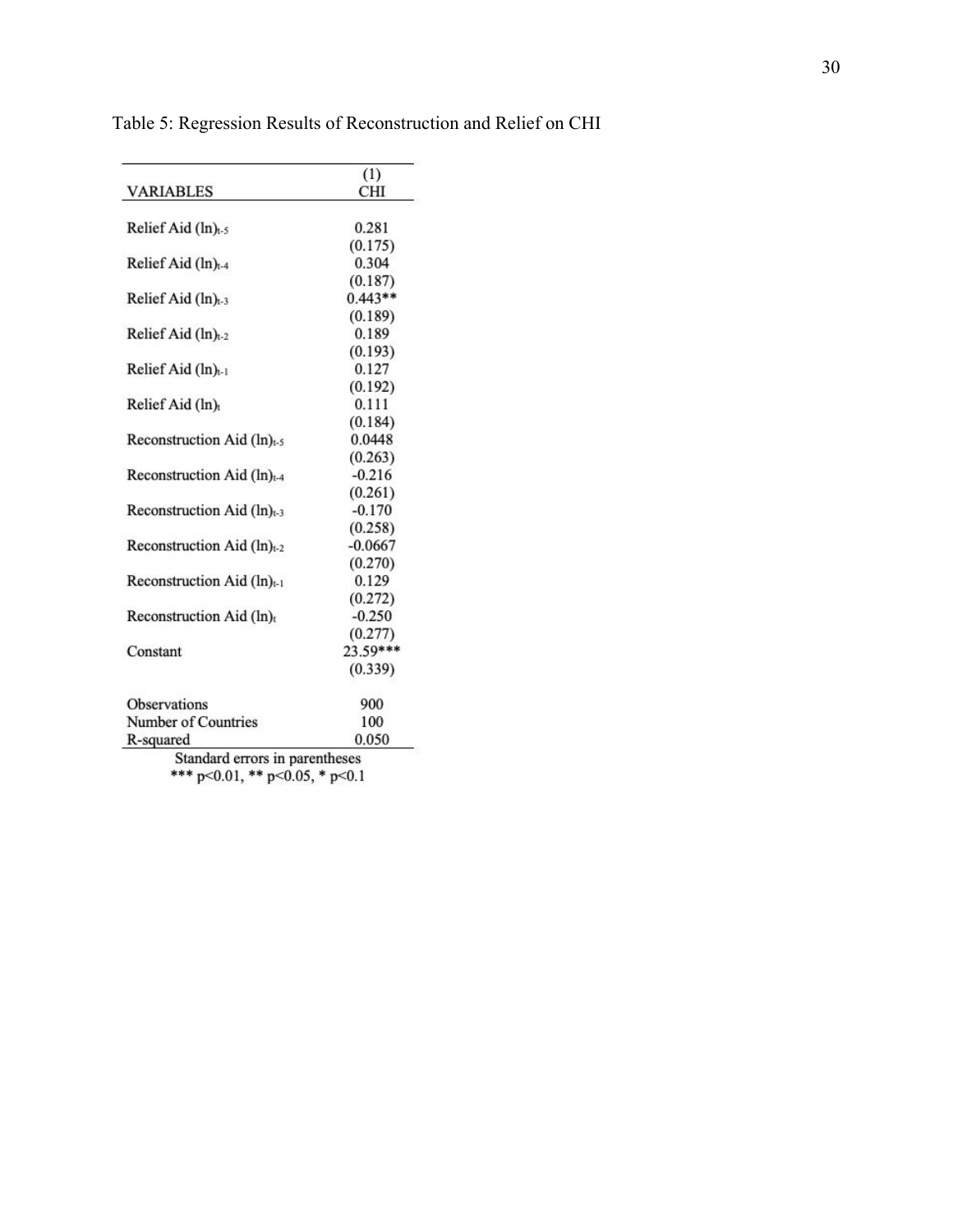Table 5: Regression Results of Reconstruction and Relief on CHI

| VARIABLES | (1) CHI |
|---|---|
| Relief Aid (ln)$_{t-5}$ | 0.281 |
| | (0.175) |
| Relief Aid (ln)$_{t-4}$ | 0.304 |
| | (0.187) |
| Relief Aid (ln)$_{t-3}$ | 0.443** |
| | (0.189) |
| Relief Aid (ln)$_{t-2}$ | 0.189 |
| | (0.193) |
| Relief Aid (ln)$_{t-1}$ | 0.127 |
| | (0.192) |
| Relief Aid (ln)$_{t}$ | 0.111 |
| | (0.184) |
| Reconstruction Aid (ln)$_{t-5}$ | 0.0448 |
| | (0.263) |
| Reconstruction Aid (ln)$_{t-4}$ | -0.216 |
| | (0.261) |
| Reconstruction Aid (ln)$_{t-3}$ | -0.170 |
| | (0.258) |
| Reconstruction Aid (ln)$_{t-2}$ | -0.0667 |
| | (0.270) |
| Reconstruction Aid (ln)$_{t-1}$ | 0.129 |
| | (0.272) |
| Reconstruction Aid (ln)$_{t}$ | -0.250 |
| | (0.277) |
| Constant | 23.59*** |
| | (0.339) |
| Observations | 900 |
| Number of Countries | 100 |
| R-squared | 0.050 |

Standard errors in parentheses
*** p<0.01, ** p<0.05, * p<0.1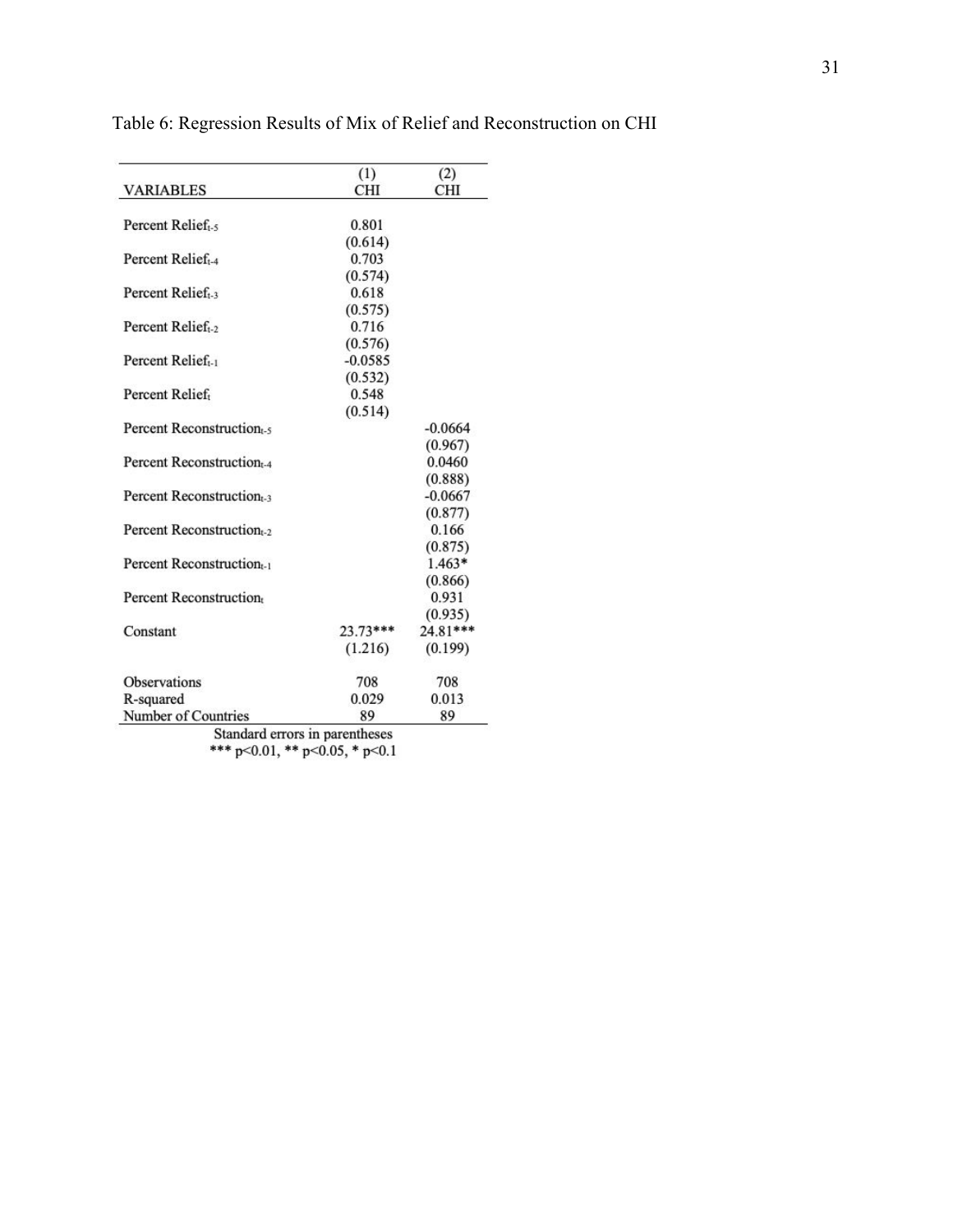Table 6: Regression Results of Mix of Relief and Reconstruction on CHI

| VARIABLES | (1) CHI | (2) CHI |
|---|---|---|
| Percent Relief$_{t-5}$ | 0.801 | |
| | (0.614) | |
| Percent Relief$_{t-4}$ | 0.703 | |
| | (0.574) | |
| Percent Relief$_{t-3}$ | 0.618 | |
| | (0.575) | |
| Percent Relief$_{t-2}$ | 0.716 | |
| | (0.576) | |
| Percent Relief$_{t-1}$ | -0.0585 | |
| | (0.532) | |
| Percent Relief$_{t}$ | 0.548 | |
| | (0.514) | |
| Percent Reconstruction$_{t-5}$ | | -0.0664 |
| | | (0.967) |
| Percent Reconstruction$_{t-4}$ | | 0.0460 |
| | | (0.888) |
| Percent Reconstruction$_{t-3}$ | | -0.0667 |
| | | (0.877) |
| Percent Reconstruction$_{t-2}$ | | 0.166 |
| | | (0.875) |
| Percent Reconstruction$_{t-1}$ | | 1.463* |
| | | (0.866) |
| Percent Reconstruction$_{t}$ | | 0.931 |
| | | (0.935) |
| Constant | 23.73*** | 24.81*** |
| | (1.216) | (0.199) |
| Observations | 708 | 708 |
| R-squared | 0.029 | 0.013 |
| Number of Countries | 89 | 89 |

Standard errors in parentheses
*** p<0.01, ** p<0.05, * p<0.1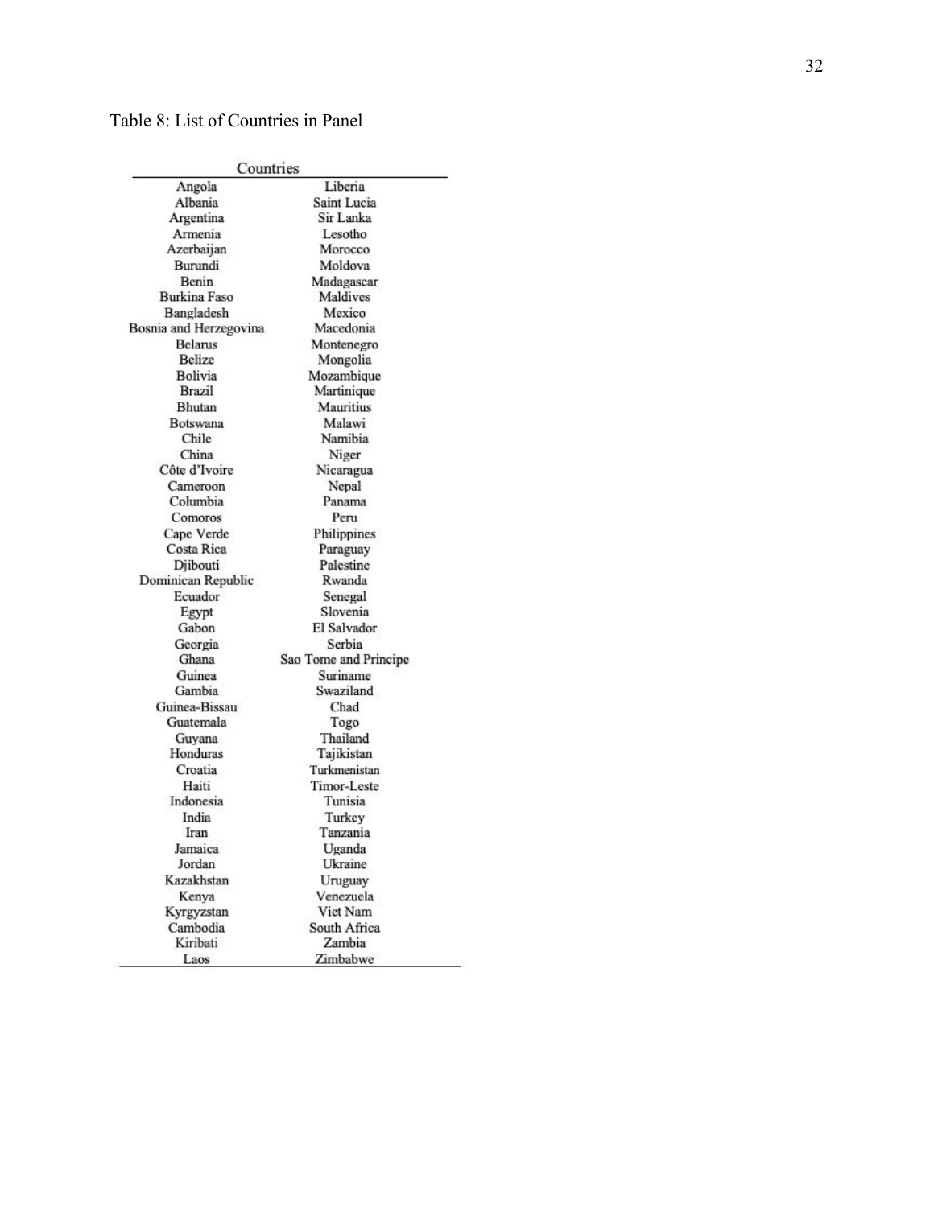Table 8: List of Countries in Panel

| Countries | |
|---|---|
| Angola | Liberia |
| Albania | Saint Lucia |
| Argentina | Sir Lanka |
| Armenia | Lesotho |
| Azerbaijan | Morocco |
| Burundi | Moldova |
| Benin | Madagascar |
| Burkina Faso | Maldives |
| Bangladesh | Mexico |
| Bosnia and Herzegovina | Macedonia |
| Belarus | Montenegro |
| Belize | Mongolia |
| Bolivia | Mozambique |
| Brazil | Martinique |
| Bhutan | Mauritius |
| Botswana | Malawi |
| Chile | Namibia |
| China | Niger |
| Côte d'Ivoire | Nicaragua |
| Cameroon | Nepal |
| Columbia | Panama |
| Comoros | Peru |
| Cape Verde | Philippines |
| Costa Rica | Paraguay |
| Djibouti | Palestine |
| Dominican Republic | Rwanda |
| Ecuador | Senegal |
| Egypt | Slovenia |
| Gabon | El Salvador |
| Georgia | Serbia |
| Ghana | Sao Tome and Principe |
| Guinea | Suriname |
| Gambia | Swaziland |
| Guinea-Bissau | Chad |
| Guatemala | Togo |
| Guyana | Thailand |
| Honduras | Tajikistan |
| Croatia | Turkmenistan |
| Haiti | Timor-Leste |
| Indonesia | Tunisia |
| India | Turkey |
| Iran | Tanzania |
| Jamaica | Uganda |
| Jordan | Ukraine |
| Kazakhstan | Uruguay |
| Kenya | Venezuela |
| Kyrgyzstan | Viet Nam |
| Cambodia | South Africa |
| Kiribati | Zambia |
| Laos | Zimbabwe |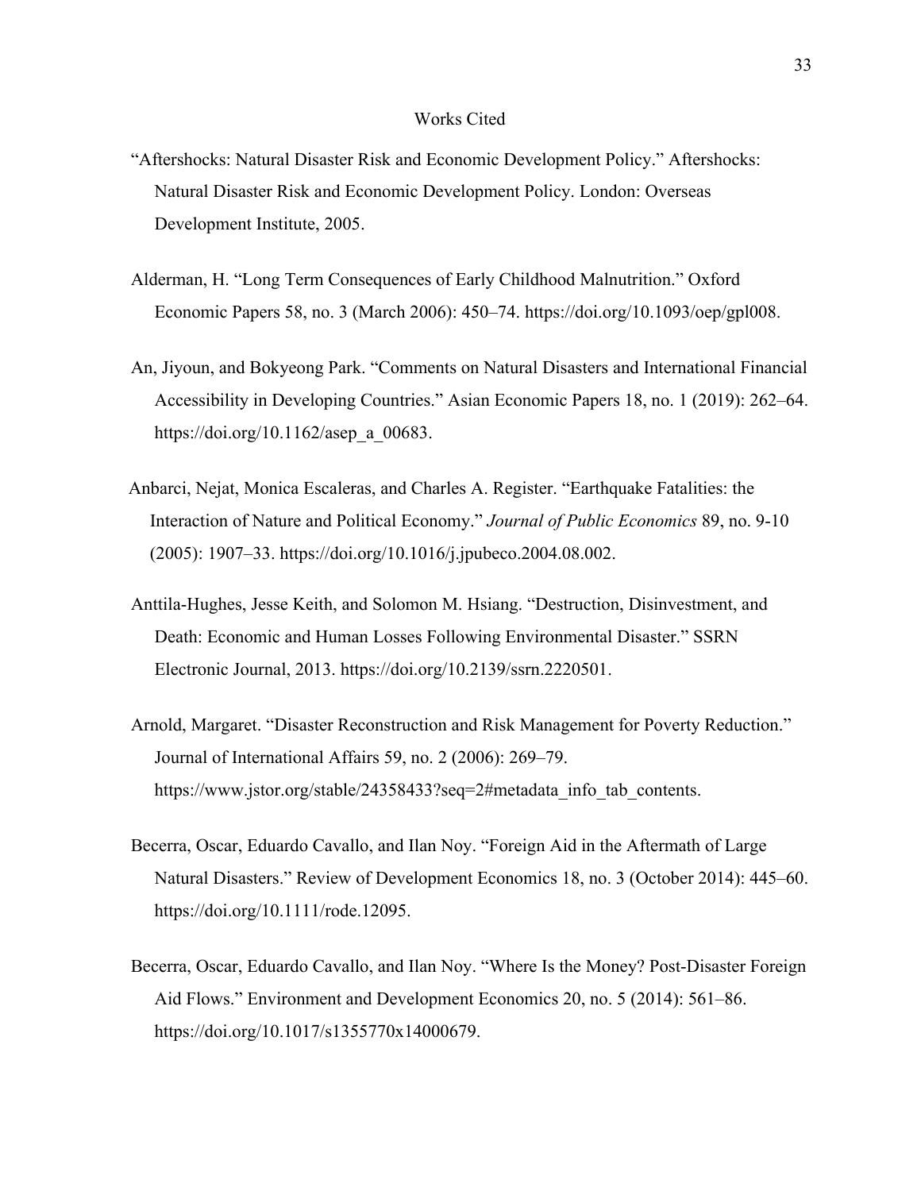# Works Cited

"Aftershocks: Natural Disaster Risk and Economic Development Policy." Aftershocks: Natural Disaster Risk and Economic Development Policy. London: Overseas Development Institute, 2005.

Alderman, H. "Long Term Consequences of Early Childhood Malnutrition." Oxford Economic Papers 58, no. 3 (March 2006): 450–74. https://doi.org/10.1093/oep/gpl008.

An, Jiyoun, and Bokyeong Park. "Comments on Natural Disasters and International Financial Accessibility in Developing Countries." Asian Economic Papers 18, no. 1 (2019): 262–64. https://doi.org/10.1162/asep_a_00683.

Anbarci, Nejat, Monica Escaleras, and Charles A. Register. "Earthquake Fatalities: the Interaction of Nature and Political Economy." *Journal of Public Economics* 89, no. 9-10 (2005): 1907–33. https://doi.org/10.1016/j.jpubeco.2004.08.002.

Anttila-Hughes, Jesse Keith, and Solomon M. Hsiang. "Destruction, Disinvestment, and Death: Economic and Human Losses Following Environmental Disaster." SSRN Electronic Journal, 2013. https://doi.org/10.2139/ssrn.2220501.

Arnold, Margaret. "Disaster Reconstruction and Risk Management for Poverty Reduction." Journal of International Affairs 59, no. 2 (2006): 269–79. https://www.jstor.org/stable/24358433?seq=2#metadata_info_tab_contents.

Becerra, Oscar, Eduardo Cavallo, and Ilan Noy. "Foreign Aid in the Aftermath of Large Natural Disasters." Review of Development Economics 18, no. 3 (October 2014): 445–60. https://doi.org/10.1111/rode.12095.

Becerra, Oscar, Eduardo Cavallo, and Ilan Noy. "Where Is the Money? Post-Disaster Foreign Aid Flows." Environment and Development Economics 20, no. 5 (2014): 561–86. https://doi.org/10.1017/s1355770x14000679.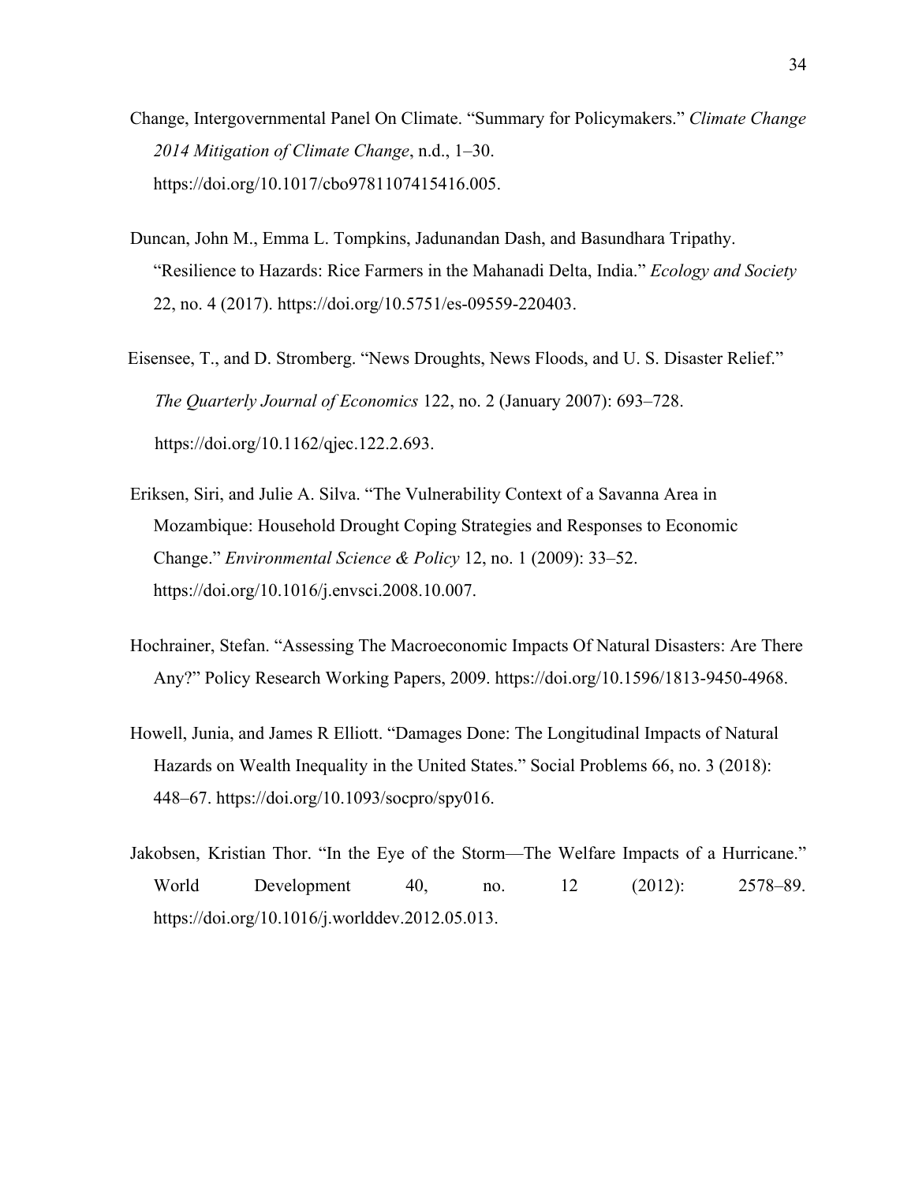Change, Intergovernmental Panel On Climate. "Summary for Policymakers." *Climate Change 2014 Mitigation of Climate Change*, n.d., 1–30. https://doi.org/10.1017/cbo9781107415416.005.

Duncan, John M., Emma L. Tompkins, Jadunandan Dash, and Basundhara Tripathy. "Resilience to Hazards: Rice Farmers in the Mahanadi Delta, India." *Ecology and Society* 22, no. 4 (2017). https://doi.org/10.5751/es-09559-220403.

Eisensee, T., and D. Stromberg. "News Droughts, News Floods, and U. S. Disaster Relief." *The Quarterly Journal of Economics* 122, no. 2 (January 2007): 693–728. https://doi.org/10.1162/qjec.122.2.693.

Eriksen, Siri, and Julie A. Silva. "The Vulnerability Context of a Savanna Area in Mozambique: Household Drought Coping Strategies and Responses to Economic Change." *Environmental Science & Policy* 12, no. 1 (2009): 33–52. https://doi.org/10.1016/j.envsci.2008.10.007.

Hochrainer, Stefan. "Assessing The Macroeconomic Impacts Of Natural Disasters: Are There Any?" Policy Research Working Papers, 2009. https://doi.org/10.1596/1813-9450-4968.

Howell, Junia, and James R Elliott. "Damages Done: The Longitudinal Impacts of Natural Hazards on Wealth Inequality in the United States." Social Problems 66, no. 3 (2018): 448–67. https://doi.org/10.1093/socpro/spy016.

Jakobsen, Kristian Thor. "In the Eye of the Storm—The Welfare Impacts of a Hurricane." World Development 40, no. 12 (2012): 2578–89. https://doi.org/10.1016/j.worlddev.2012.05.013.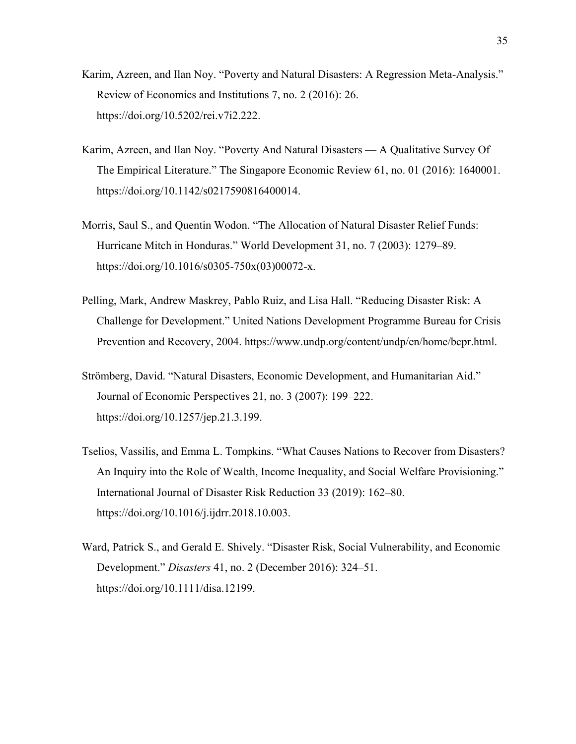Karim, Azreen, and Ilan Noy. "Poverty and Natural Disasters: A Regression Meta-Analysis." Review of Economics and Institutions 7, no. 2 (2016): 26. https://doi.org/10.5202/rei.v7i2.222.

Karim, Azreen, and Ilan Noy. "Poverty And Natural Disasters — A Qualitative Survey Of The Empirical Literature." The Singapore Economic Review 61, no. 01 (2016): 1640001. https://doi.org/10.1142/s0217590816400014.

Morris, Saul S., and Quentin Wodon. "The Allocation of Natural Disaster Relief Funds: Hurricane Mitch in Honduras." World Development 31, no. 7 (2003): 1279–89. https://doi.org/10.1016/s0305-750x(03)00072-x.

Pelling, Mark, Andrew Maskrey, Pablo Ruiz, and Lisa Hall. "Reducing Disaster Risk: A Challenge for Development." United Nations Development Programme Bureau for Crisis Prevention and Recovery, 2004. https://www.undp.org/content/undp/en/home/bcpr.html.

Strömberg, David. "Natural Disasters, Economic Development, and Humanitarian Aid." Journal of Economic Perspectives 21, no. 3 (2007): 199–222. https://doi.org/10.1257/jep.21.3.199.

Tselios, Vassilis, and Emma L. Tompkins. "What Causes Nations to Recover from Disasters? An Inquiry into the Role of Wealth, Income Inequality, and Social Welfare Provisioning." International Journal of Disaster Risk Reduction 33 (2019): 162–80. https://doi.org/10.1016/j.ijdrr.2018.10.003.

Ward, Patrick S., and Gerald E. Shively. "Disaster Risk, Social Vulnerability, and Economic Development." *Disasters* 41, no. 2 (December 2016): 324–51. https://doi.org/10.1111/disa.12199.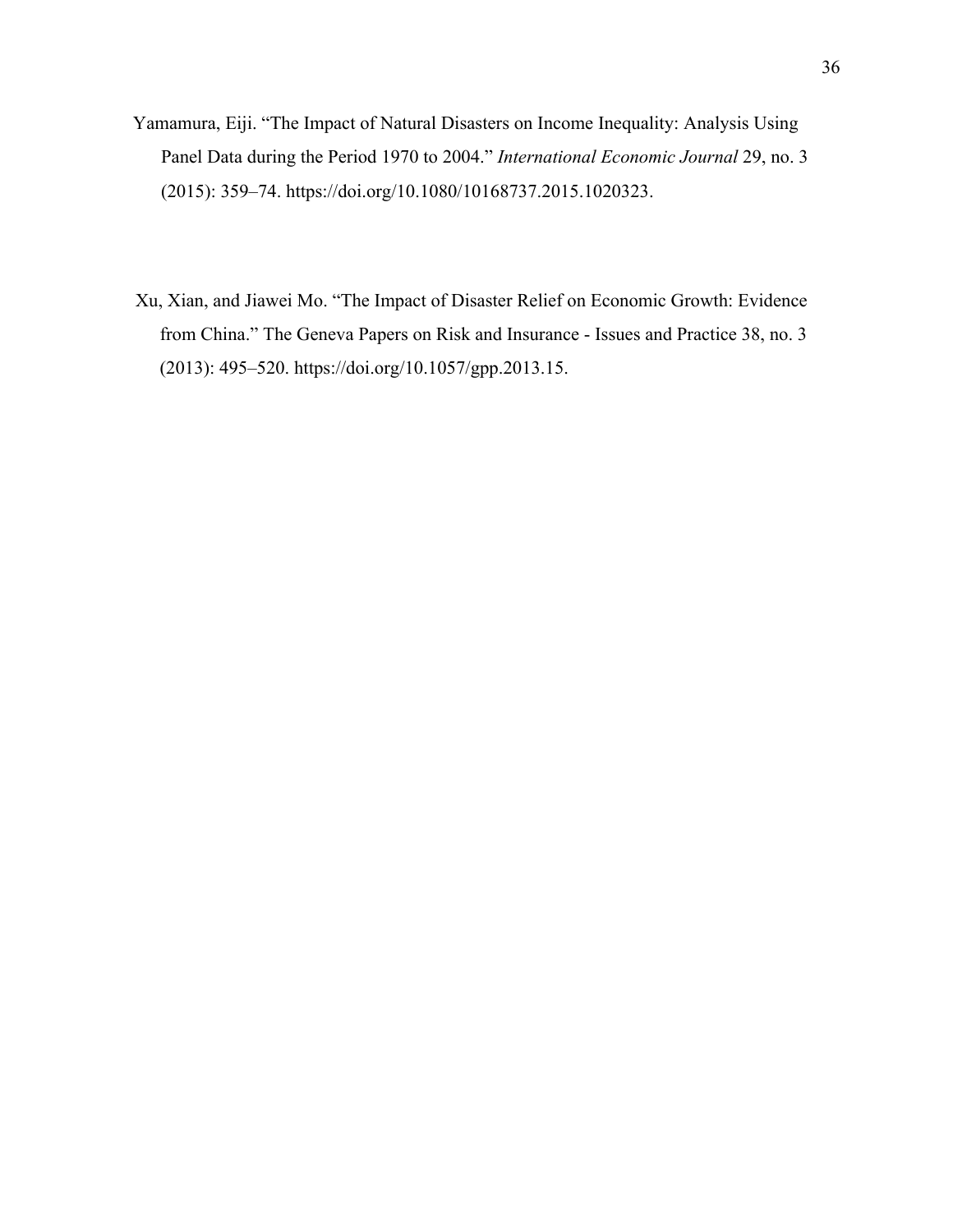Yamamura, Eiji. “The Impact of Natural Disasters on Income Inequality: Analysis Using Panel Data during the Period 1970 to 2004.” *International Economic Journal* 29, no. 3 (2015): 359–74. https://doi.org/10.1080/10168737.2015.1020323.

Xu, Xian, and Jiawei Mo. “The Impact of Disaster Relief on Economic Growth: Evidence from China.” The Geneva Papers on Risk and Insurance - Issues and Practice 38, no. 3 (2013): 495–520. https://doi.org/10.1057/gpp.2013.15.